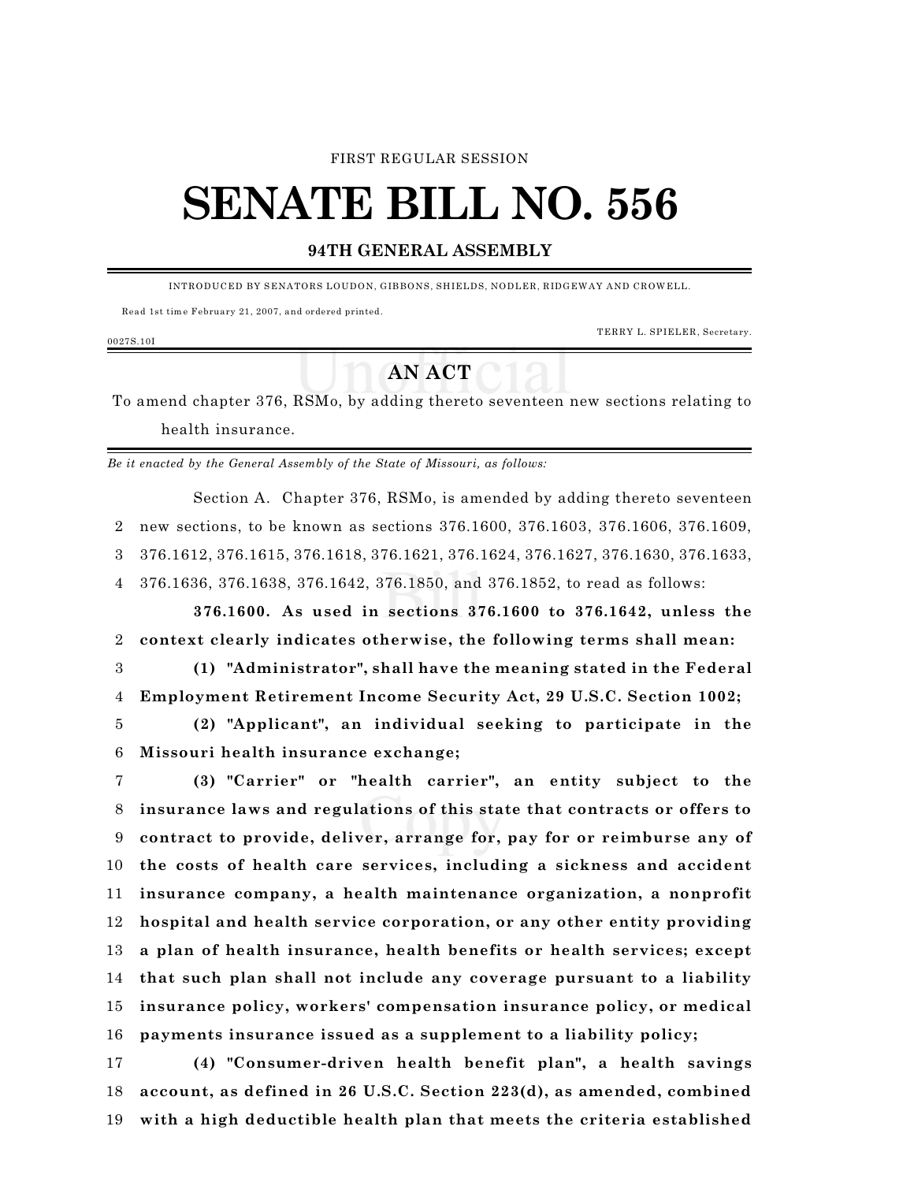FIRST REGULAR SESSION

# SENATE BILL NO. 556

## 94TH GENERAL ASSEMBLY

INTRODUCED BY SENATORS LOUDON, GIBBONS, SHIELDS, NODLER, RIDGEWAY AND CROWELL.

Read 1st time February 21, 2007, and ordered printed.

TERRY L. SPIELER, Secretary.

0027S.10I

## AN ACT

To amend chapter 376, RSMo, by adding thereto seventeen new sections relating to health insurance.

*Be it enacted by the General Assembly of the State of Missouri, as follows:*

Section A. Chapter 376, RSMo, is amended by adding thereto seventeen new sections, to be known as sections 376.1600, 376.1603, 376.1606, 376.1609, 376.1612, 376.1615, 376.1618, 376.1621, 376.1624, 376.1627, 376.1630, 376.1633, 376.1636, 376.1638, 376.1642, 376.1850, and 376.1852, to read as follows:

**376.1600. As used in sections 376.1600 to 376.1642, unless the context clearly indicates otherwise, the following terms shall mean:**

**(1) "Administrator", shall have the meaning stated in the Federal Employment Retirement Income Security Act, 29 U.S.C. Section 1002;**

**(2) "Applicant", an individual seeking to participate in the Missouri health insurance exchange;**

**(3) "Carrier" or "health carrier", an entity subject to the insurance laws and regulations of this state that contracts or offers to contract to provide, deliver, arrange for, pay for or reimburse any of the costs of health care services, including a sickness and accident insurance company, a health maintenance organization, a nonprofit hospital and health service corporation, or any other entity providing a plan of health insurance, health benefits or health services; except that such plan shall not include any coverage pursuant to a liability insurance policy, workers' compensation insurance policy, or medical payments insurance issued as a supplement to a liability policy;**

**(4) "Consumer-driven health benefit plan", a health savings account, as defined in 26 U.S.C. Section 223(d), as amended, combined with a high deductible health plan that meets the criteria established**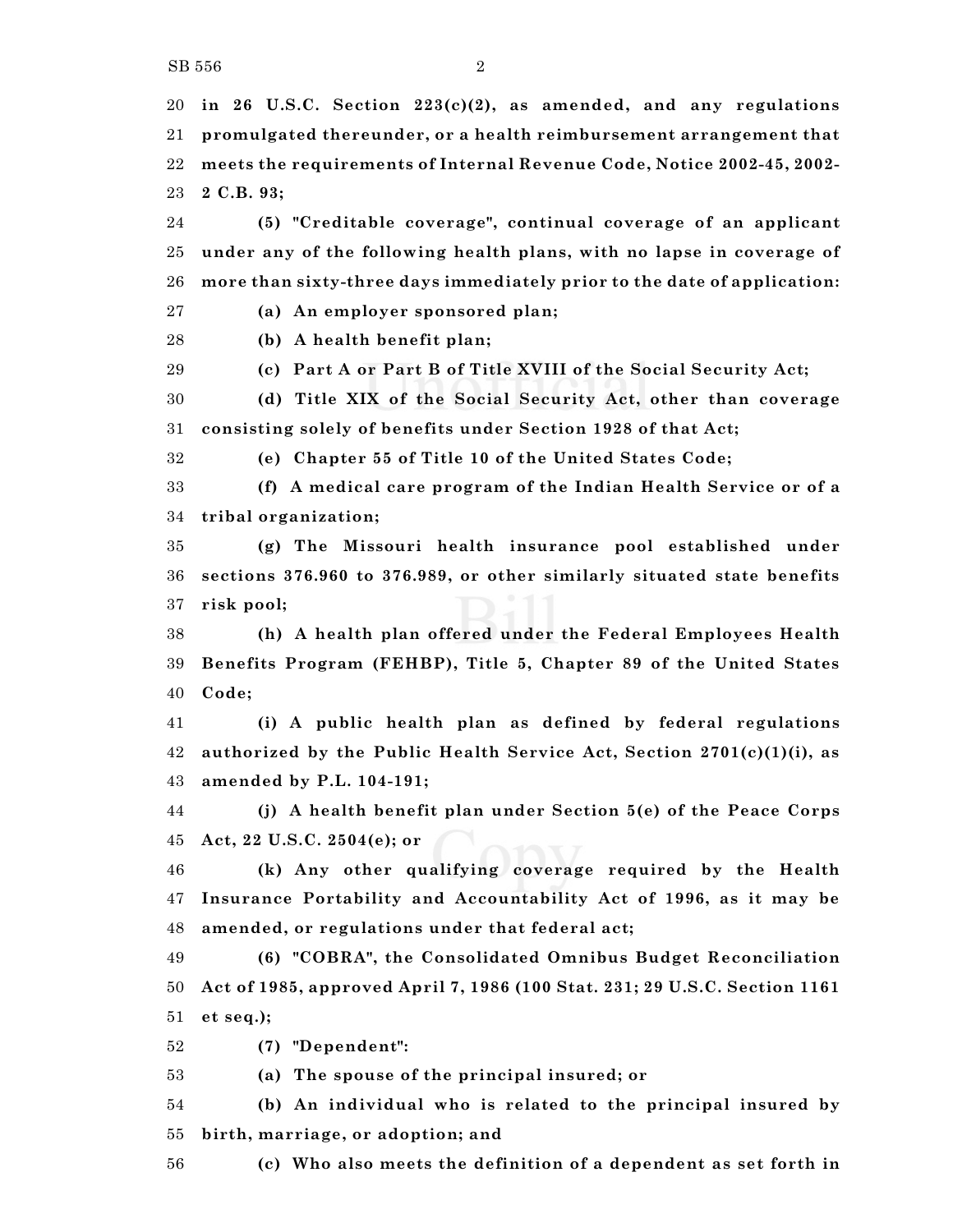**in 26 U.S.C. Section 223(c)(2), as amended, and any regulations promulgated thereunder, or a health reimbursement arrangement that meets the requirements of Internal Revenue Code, Notice 2002-45, 2002-2 C.B. 93;**

**(5) "Creditable coverage", continual coverage of an applicant under any of the following health plans, with no lapse in coverage of more than sixty-three days immediately prior to the date of application:**

**(a) An employer sponsored plan;**

**(b) A health benefit plan;**

**(c) Part A or Part B of Title XVIII of the Social Security Act;**

**(d) Title XIX of the Social Security Act, other than coverage consisting solely of benefits under Section 1928 of that Act;**

**(e) Chapter 55 of Title 10 of the United States Code;**

**(f) A medical care program of the Indian Health Service or of a tribal organization;**

**(g) The Missouri health insurance pool established under sections 376.960 to 376.989, or other similarly situated state benefits risk pool;**

**(h) A health plan offered under the Federal Employees Health Benefits Program (FEHBP), Title 5, Chapter 89 of the United States Code;**

**(i) A public health plan as defined by federal regulations authorized by the Public Health Service Act, Section 2701(c)(1)(i), as amended by P.L. 104-191;**

**(j) A health benefit plan under Section 5(e) of the Peace Corps Act, 22 U.S.C. 2504(e); or**

**(k) Any other qualifying coverage required by the Health Insurance Portability and Accountability Act of 1996, as it may be amended, or regulations under that federal act;**

**(6) "COBRA", the Consolidated Omnibus Budget Reconciliation Act of 1985, approved April 7, 1986 (100 Stat. 231; 29 U.S.C. Section 1161 et seq.);**

**(7) "Dependent":**

**(a) The spouse of the principal insured; or**

**(b) An individual who is related to the principal insured by birth, marriage, or adoption; and**

**(c) Who also meets the definition of a dependent as set forth in**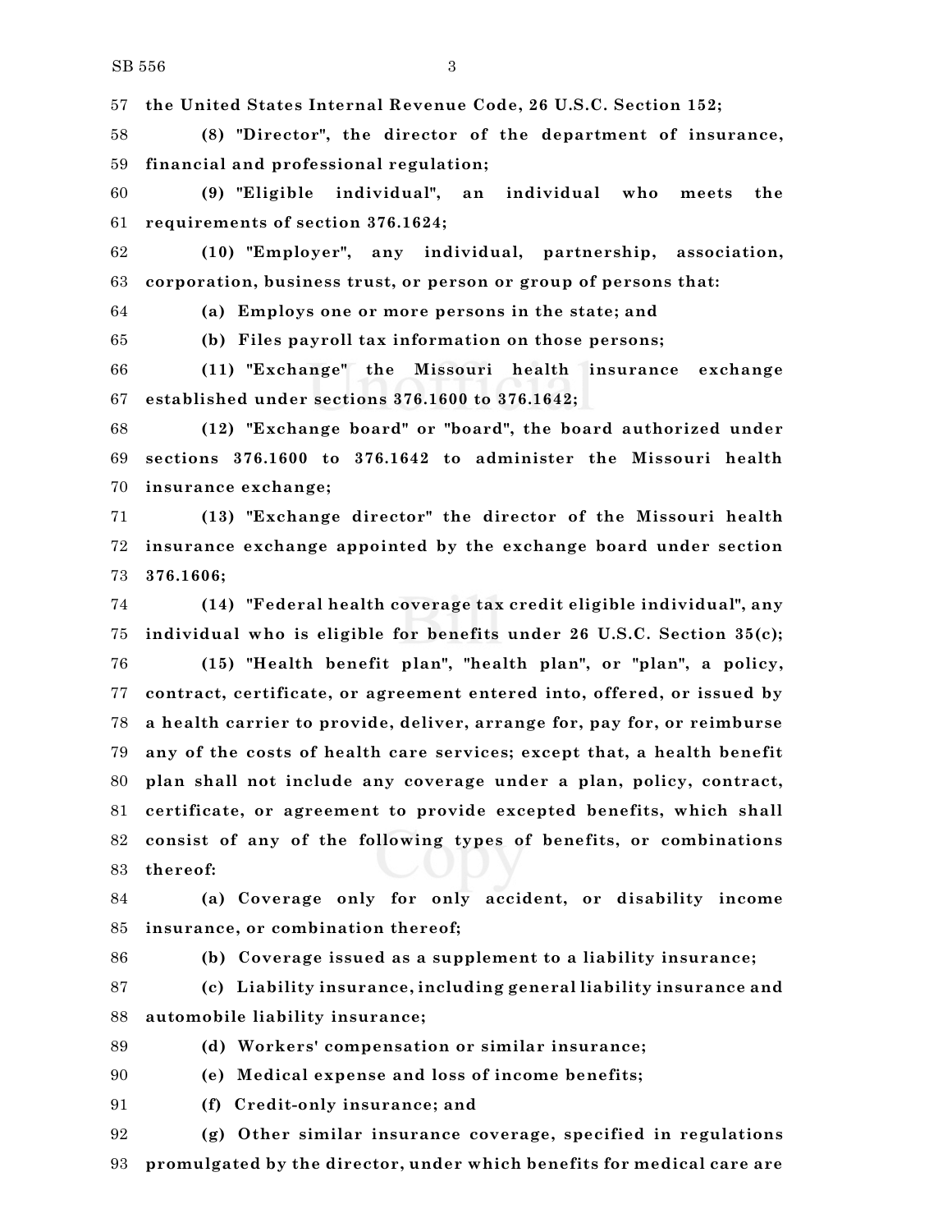**the United States Internal Revenue Code, 26 U.S.C. Section 152;**

**(8) "Director", the director of the department of insurance, financial and professional regulation;**

**(9) "Eligible individual", an individual who meets the requirements of section 376.1624;**

**(10) "Employer", any individual, partnership, association, corporation, business trust, or person or group of persons that:**

**(a) Employs one or more persons in the state; and**

**(b) Files payroll tax information on those persons;**

**(11) "Exchange" the Missouri health insurance exchange established under sections 376.1600 to 376.1642;**

**(12) "Exchange board" or "board", the board authorized under sections 376.1600 to 376.1642 to administer the Missouri health insurance exchange;**

**(13) "Exchange director" the director of the Missouri health insurance exchange appointed by the exchange board under section 376.1606;**

**(14) "Federal health coverage tax credit eligible individual", any individual who is eligible for benefits under 26 U.S.C. Section 35(c);**

**(15) "Health benefit plan", "health plan", or "plan", a policy, contract, certificate, or agreement entered into, offered, or issued by a health carrier to provide, deliver, arrange for, pay for, or reimburse any of the costs of health care services; except that, a health benefit plan shall not include any coverage under a plan, policy, contract, certificate, or agreement to provide excepted benefits, which shall consist of any of the following types of benefits, or combinations thereof:**

**(a) Coverage only for only accident, or disability income insurance, or combination thereof;**

**(b) Coverage issued as a supplement to a liability insurance;**

**(c) Liability insurance, including general liability insurance and automobile liability insurance;**

**(d) Workers' compensation or similar insurance;**

**(e) Medical expense and loss of income benefits;**

**(f) Credit-only insurance; and**

**(g) Other similar insurance coverage, specified in regulations promulgated by the director, under which benefits for medical care are**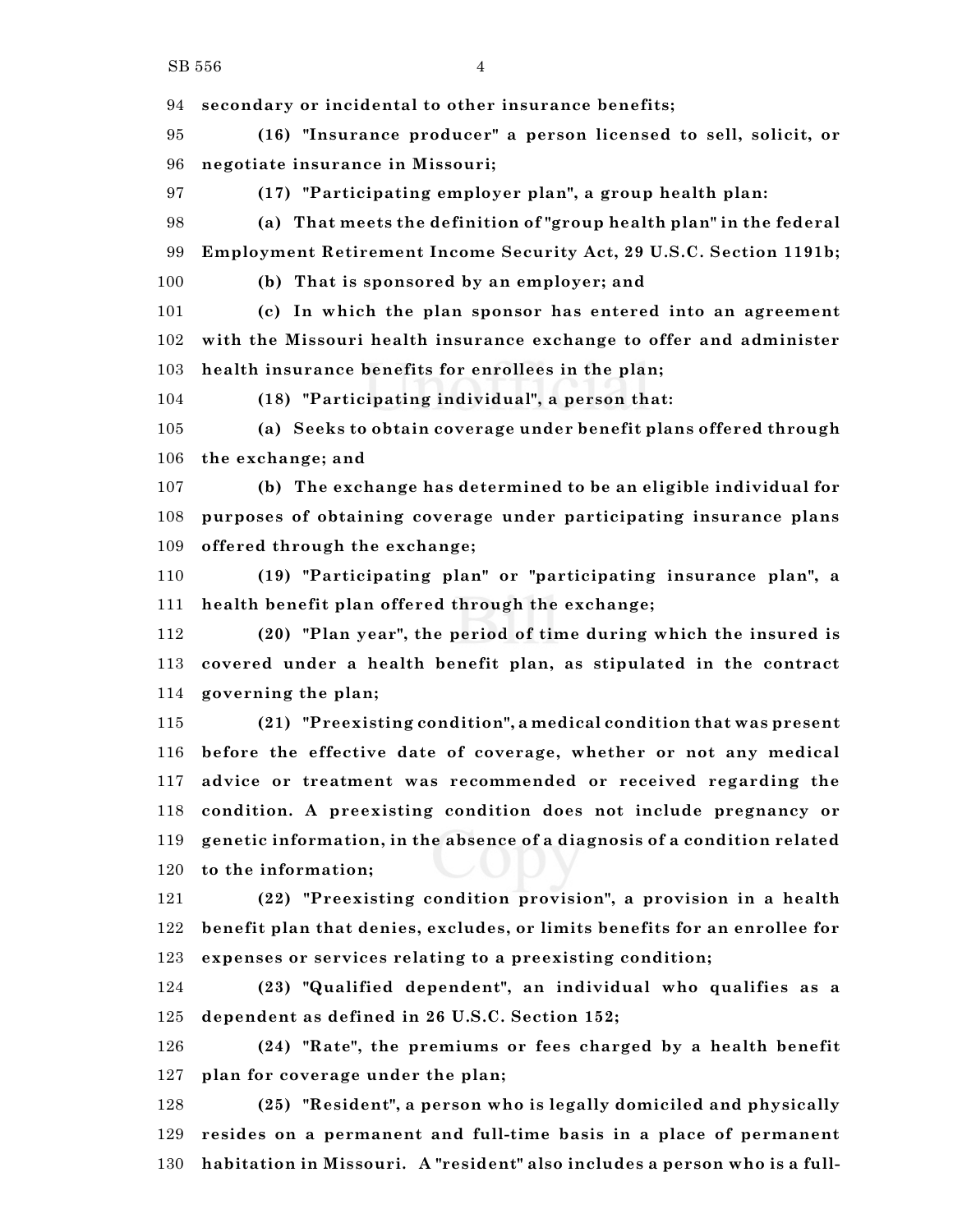**secondary or incidental to other insurance benefits;**

**(16) "Insurance producer" a person licensed to sell, solicit, or negotiate insurance in Missouri;**

**(17) "Participating employer plan", a group health plan:**

**(a) That meets the definition of "group health plan" in the federal Employment Retirement Income Security Act, 29 U.S.C. Section 1191b;**

**(b) That is sponsored by an employer; and**

**(c) In which the plan sponsor has entered into an agreement with the Missouri health insurance exchange to offer and administer health insurance benefits for enrollees in the plan;**

**(18) "Participating individual", a person that:**

**(a) Seeks to obtain coverage under benefit plans offered through the exchange; and**

**(b) The exchange has determined to be an eligible individual for purposes of obtaining coverage under participating insurance plans offered through the exchange;**

**(19) "Participating plan" or "participating insurance plan", a health benefit plan offered through the exchange;**

**(20) "Plan year", the period of time during which the insured is covered under a health benefit plan, as stipulated in the contract governing the plan;**

**(21) "Preexisting condition", a medical condition that was present before the effective date of coverage, whether or not any medical advice or treatment was recommended or received regarding the condition. A preexisting condition does not include pregnancy or genetic information, in the absence of a diagnosis of a condition related to the information;**

**(22) "Preexisting condition provision", a provision in a health benefit plan that denies, excludes, or limits benefits for an enrollee for expenses or services relating to a preexisting condition;**

**(23) "Qualified dependent", an individual who qualifies as a dependent as defined in 26 U.S.C. Section 152;**

**(24) "Rate", the premiums or fees charged by a health benefit plan for coverage under the plan;**

**(25) "Resident", a person who is legally domiciled and physically resides on a permanent and full-time basis in a place of permanent habitation in Missouri. A "resident" also includes a person who is a full-**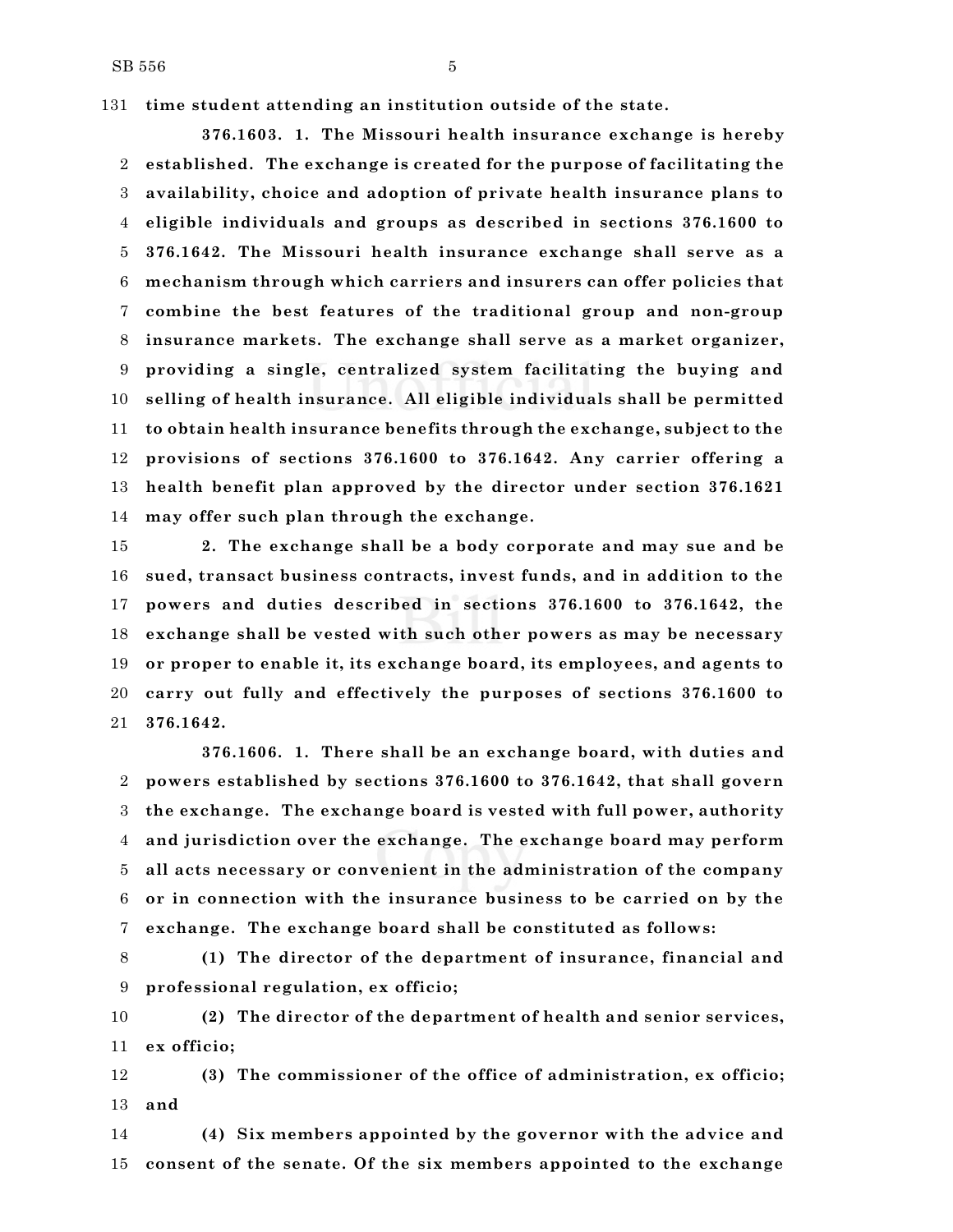**time student attending an institution outside of the state.**

**376.1603. 1. The Missouri health insurance exchange is hereby established. The exchange is created for the purpose of facilitating the availability, choice and adoption of private health insurance plans to eligible individuals and groups as described in sections 376.1600 to 376.1642. The Missouri health insurance exchange shall serve as a mechanism through which carriers and insurers can offer policies that combine the best features of the traditional group and non-group insurance markets. The exchange shall serve as a market organizer, providing a single, centralized system facilitating the buying and selling of health insurance. All eligible individuals shall be permitted to obtain health insurance benefits through the exchange, subject to the provisions of sections 376.1600 to 376.1642. Any carrier offering a health benefit plan approved by the director under section 376.1621 may offer such plan through the exchange.**

**2. The exchange shall be a body corporate and may sue and be sued, transact business contracts, invest funds, and in addition to the powers and duties described in sections 376.1600 to 376.1642, the exchange shall be vested with such other powers as may be necessary or proper to enable it, its exchange board, its employees, and agents to carry out fully and effectively the purposes of sections 376.1600 to 376.1642.**

**376.1606. 1. There shall be an exchange board, with duties and powers established by sections 376.1600 to 376.1642, that shall govern the exchange. The exchange board is vested with full power, authority and jurisdiction over the exchange. The exchange board may perform all acts necessary or convenient in the administration of the company or in connection with the insurance business to be carried on by the exchange. The exchange board shall be constituted as follows:**

**(1) The director of the department of insurance, financial and professional regulation, ex officio;**

**(2) The director of the department of health and senior services, ex officio;**

**(3) The commissioner of the office of administration, ex officio; and**

**(4) Six members appointed by the governor with the advice and consent of the senate. Of the six members appointed to the exchange**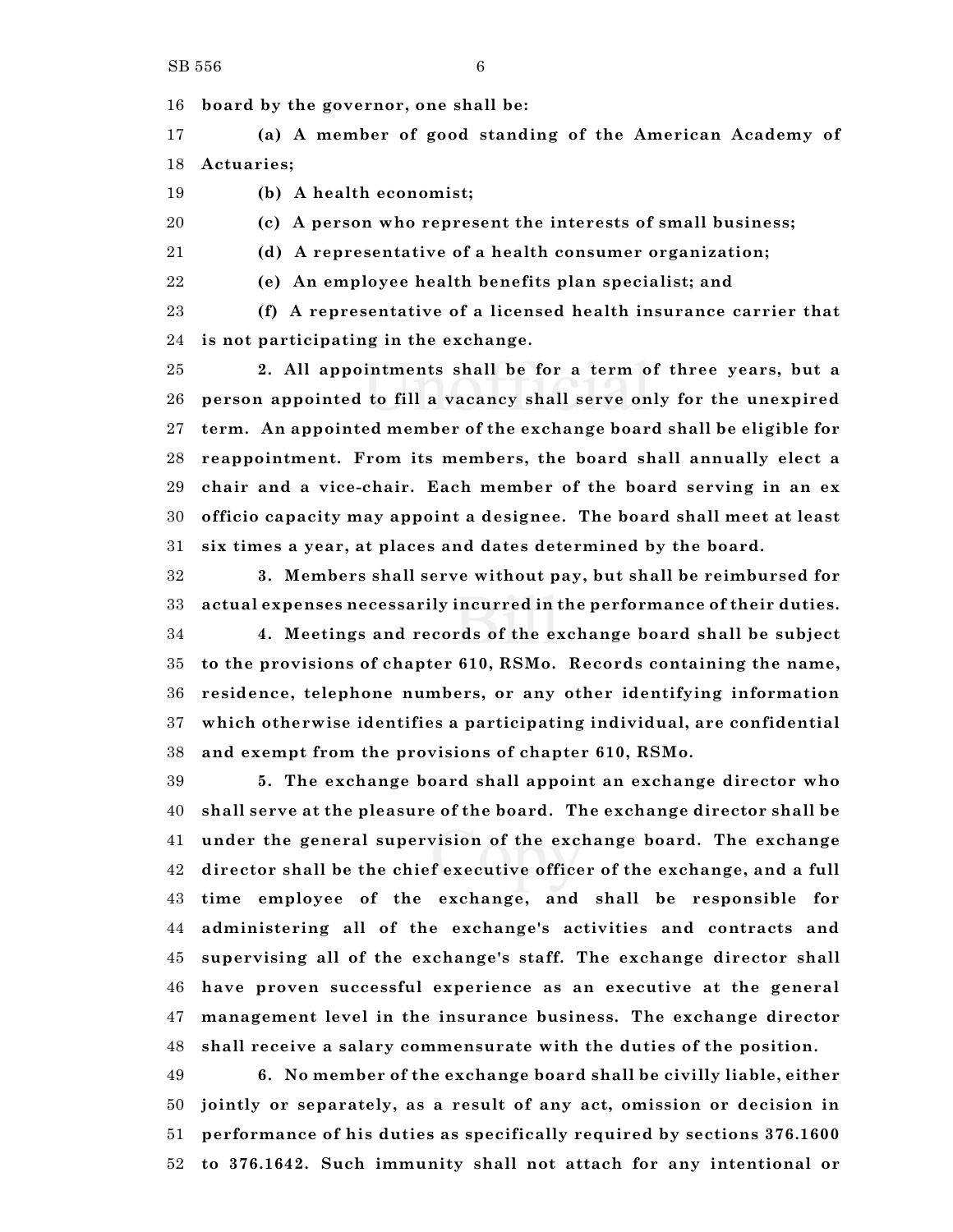**board by the governor, one shall be:**

**(a) A member of good standing of the American Academy of Actuaries;**

**(b) A health economist;**

**(c) A person who represent the interests of small business;**

**(d) A representative of a health consumer organization;**

**(e) An employee health benefits plan specialist; and**

**(f) A representative of a licensed health insurance carrier that is not participating in the exchange.**

**2. All appointments shall be for a term of three years, but a person appointed to fill a vacancy shall serve only for the unexpired term. An appointed member of the exchange board shall be eligible for reappointment. From its members, the board shall annually elect a chair and a vice-chair. Each member of the board serving in an ex officio capacity may appoint a designee. The board shall meet at least six times a year, at places and dates determined by the board.**

**3. Members shall serve without pay, but shall be reimbursed for actual expenses necessarily incurred in the performance of their duties.**

**4. Meetings and records of the exchange board shall be subject to the provisions of chapter 610, RSMo. Records containing the name, residence, telephone numbers, or any other identifying information which otherwise identifies a participating individual, are confidential and exempt from the provisions of chapter 610, RSMo.**

**5. The exchange board shall appoint an exchange director who shall serve at the pleasure of the board. The exchange director shall be under the general supervision of the exchange board. The exchange director shall be the chief executive officer of the exchange, and a full time employee of the exchange, and shall be responsible for administering all of the exchange's activities and contracts and supervising all of the exchange's staff. The exchange director shall have proven successful experience as an executive at the general management level in the insurance business. The exchange director shall receive a salary commensurate with the duties of the position.**

**6. No member of the exchange board shall be civilly liable, either jointly or separately, as a result of any act, omission or decision in performance of his duties as specifically required by sections 376.1600 to 376.1642. Such immunity shall not attach for any intentional or**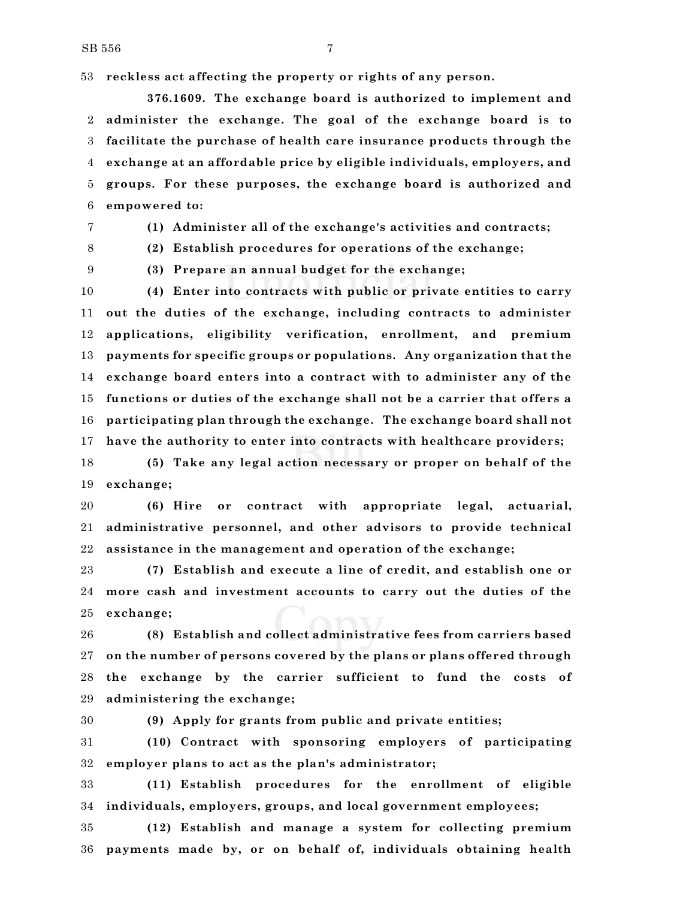**reckless act affecting the property or rights of any person.**

**376.1609. The exchange board is authorized to implement and administer the exchange. The goal of the exchange board is to facilitate the purchase of health care insurance products through the exchange at an affordable price by eligible individuals, employers, and groups. For these purposes, the exchange board is authorized and empowered to:**

**(1) Administer all of the exchange's activities and contracts;**

**(2) Establish procedures for operations of the exchange;**

**(3) Prepare an annual budget for the exchange;**

**(4) Enter into contracts with public or private entities to carry out the duties of the exchange, including contracts to administer applications, eligibility verification, enrollment, and premium payments for specific groups or populations. Any organization that the exchange board enters into a contract with to administer any of the functions or duties of the exchange shall not be a carrier that offers a participating plan through the exchange. The exchange board shall not have the authority to enter into contracts with healthcare providers;**

**(5) Take any legal action necessary or proper on behalf of the exchange;**

**(6) Hire or contract with appropriate legal, actuarial, administrative personnel, and other advisors to provide technical assistance in the management and operation of the exchange;**

**(7) Establish and execute a line of credit, and establish one or more cash and investment accounts to carry out the duties of the exchange;**

**(8) Establish and collect administrative fees from carriers based on the number of persons covered by the plans or plans offered through the exchange by the carrier sufficient to fund the costs of administering the exchange;**

**(9) Apply for grants from public and private entities;**

**(10) Contract with sponsoring employers of participating employer plans to act as the plan's administrator;**

**(11) Establish procedures for the enrollment of eligible individuals, employers, groups, and local government employees;**

**(12) Establish and manage a system for collecting premium payments made by, or on behalf of, individuals obtaining health**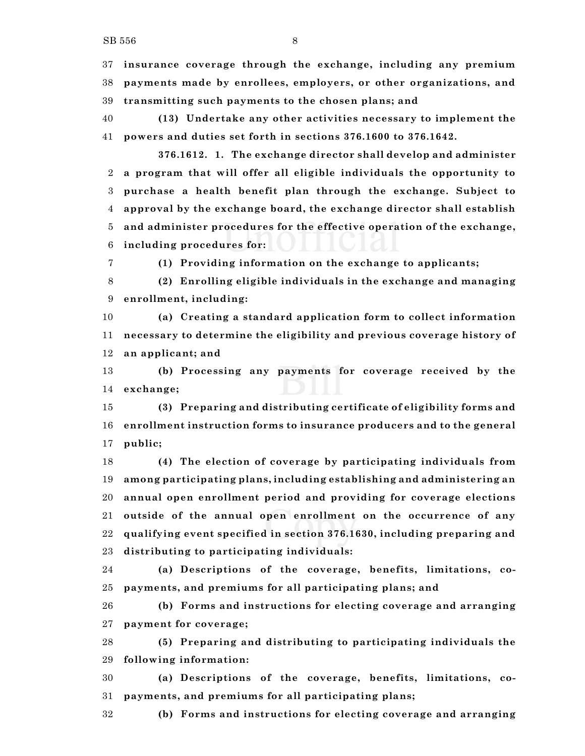**insurance coverage through the exchange, including any premium payments made by enrollees, employers, or other organizations, and transmitting such payments to the chosen plans; and**

**(13) Undertake any other activities necessary to implement the powers and duties set forth in sections 376.1600 to 376.1642.**

**376.1612. 1. The exchange director shall develop and administer a program that will offer all eligible individuals the opportunity to purchase a health benefit plan through the exchange. Subject to approval by the exchange board, the exchange director shall establish and administer procedures for the effective operation of the exchange, including procedures for:**

**(1) Providing information on the exchange to applicants;**

**(2) Enrolling eligible individuals in the exchange and managing enrollment, including:**

**(a) Creating a standard application form to collect information necessary to determine the eligibility and previous coverage history of an applicant; and**

**(b) Processing any payments for coverage received by the exchange;**

**(3) Preparing and distributing certificate of eligibility forms and enrollment instruction forms to insurance producers and to the general public;**

**(4) The election of coverage by participating individuals from among participating plans, including establishing and administering an annual open enrollment period and providing for coverage elections outside of the annual open enrollment on the occurrence of any qualifying event specified in section 376.1630, including preparing and distributing to participating individuals:**

**(a) Descriptions of the coverage, benefits, limitations, co-payments, and premiums for all participating plans; and**

**(b) Forms and instructions for electing coverage and arranging payment for coverage;**

**(5) Preparing and distributing to participating individuals the following information:**

**(a) Descriptions of the coverage, benefits, limitations, co-payments, and premiums for all participating plans;**

**(b) Forms and instructions for electing coverage and arranging**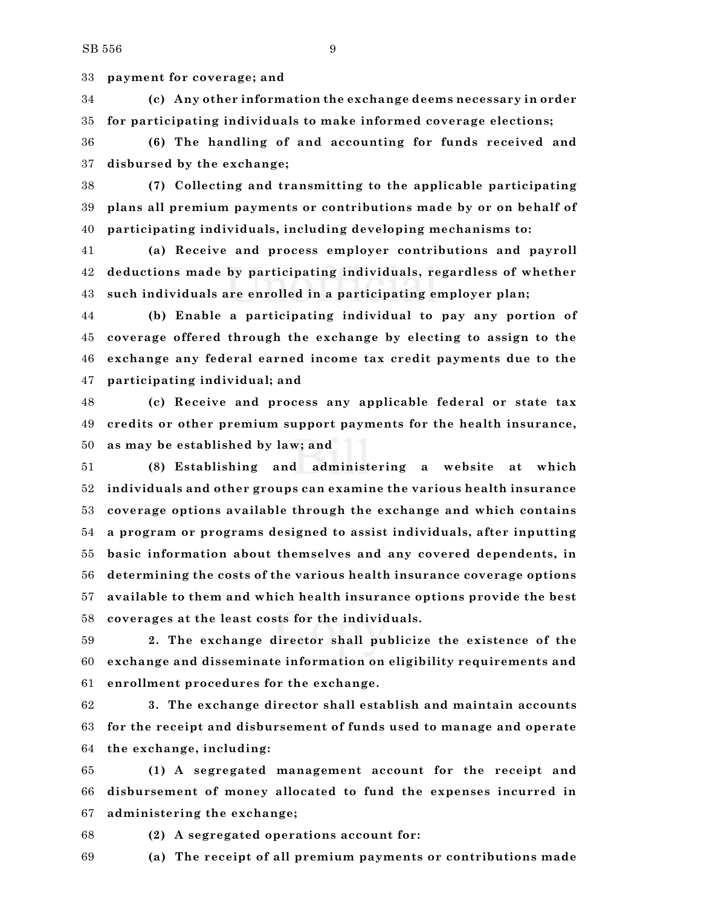**payment for coverage; and**

**(c) Any other information the exchange deems necessary in order for participating individuals to make informed coverage elections;**

**(6) The handling of and accounting for funds received and disbursed by the exchange;**

**(7) Collecting and transmitting to the applicable participating plans all premium payments or contributions made by or on behalf of participating individuals, including developing mechanisms to:**

**(a) Receive and process employer contributions and payroll deductions made by participating individuals, regardless of whether such individuals are enrolled in a participating employer plan;**

**(b) Enable a participating individual to pay any portion of coverage offered through the exchange by electing to assign to the exchange any federal earned income tax credit payments due to the participating individual; and**

**(c) Receive and process any applicable federal or state tax credits or other premium support payments for the health insurance, as may be established by law; and**

**(8) Establishing and administering a website at which individuals and other groups can examine the various health insurance coverage options available through the exchange and which contains a program or programs designed to assist individuals, after inputting basic information about themselves and any covered dependents, in determining the costs of the various health insurance coverage options available to them and which health insurance options provide the best coverages at the least costs for the individuals.**

**2. The exchange director shall publicize the existence of the exchange and disseminate information on eligibility requirements and enrollment procedures for the exchange.**

**3. The exchange director shall establish and maintain accounts for the receipt and disbursement of funds used to manage and operate the exchange, including:**

**(1) A segregated management account for the receipt and disbursement of money allocated to fund the expenses incurred in administering the exchange;**

**(2) A segregated operations account for:**

**(a) The receipt of all premium payments or contributions made**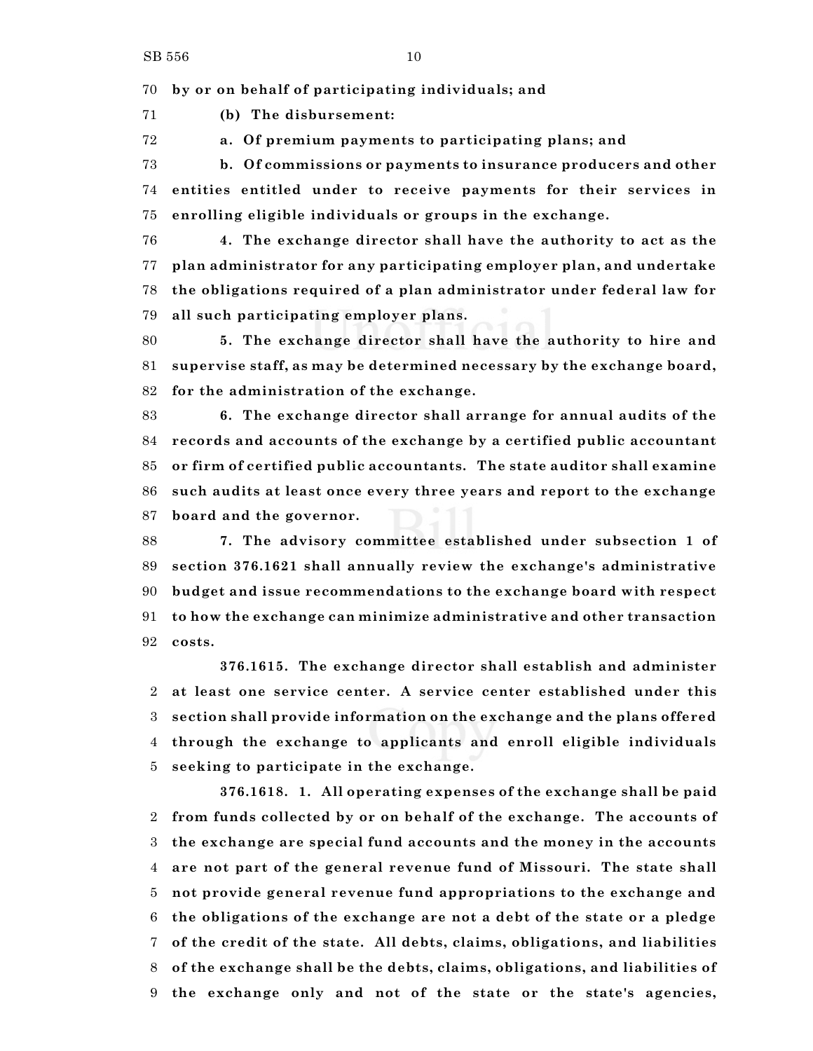by or on behalf of participating individuals; and

(b) The disbursement:

a. Of premium payments to participating plans; and

b. Of commissions or payments to insurance producers and other entities entitled under to receive payments for their services in enrolling eligible individuals or groups in the exchange.

4. The exchange director shall have the authority to act as the plan administrator for any participating employer plan, and undertake the obligations required of a plan administrator under federal law for all such participating employer plans.

5. The exchange director shall have the authority to hire and supervise staff, as may be determined necessary by the exchange board, for the administration of the exchange.

6. The exchange director shall arrange for annual audits of the records and accounts of the exchange by a certified public accountant or firm of certified public accountants. The state auditor shall examine such audits at least once every three years and report to the exchange board and the governor.

7. The advisory committee established under subsection 1 of section 376.1621 shall annually review the exchange's administrative budget and issue recommendations to the exchange board with respect to how the exchange can minimize administrative and other transaction costs.

376.1615. The exchange director shall establish and administer at least one service center. A service center established under this section shall provide information on the exchange and the plans offered through the exchange to applicants and enroll eligible individuals seeking to participate in the exchange.

376.1618. 1. All operating expenses of the exchange shall be paid from funds collected by or on behalf of the exchange. The accounts of the exchange are special fund accounts and the money in the accounts are not part of the general revenue fund of Missouri. The state shall not provide general revenue fund appropriations to the exchange and the obligations of the exchange are not a debt of the state or a pledge of the credit of the state. All debts, claims, obligations, and liabilities of the exchange shall be the debts, claims, obligations, and liabilities of the exchange only and not of the state or the state's agencies,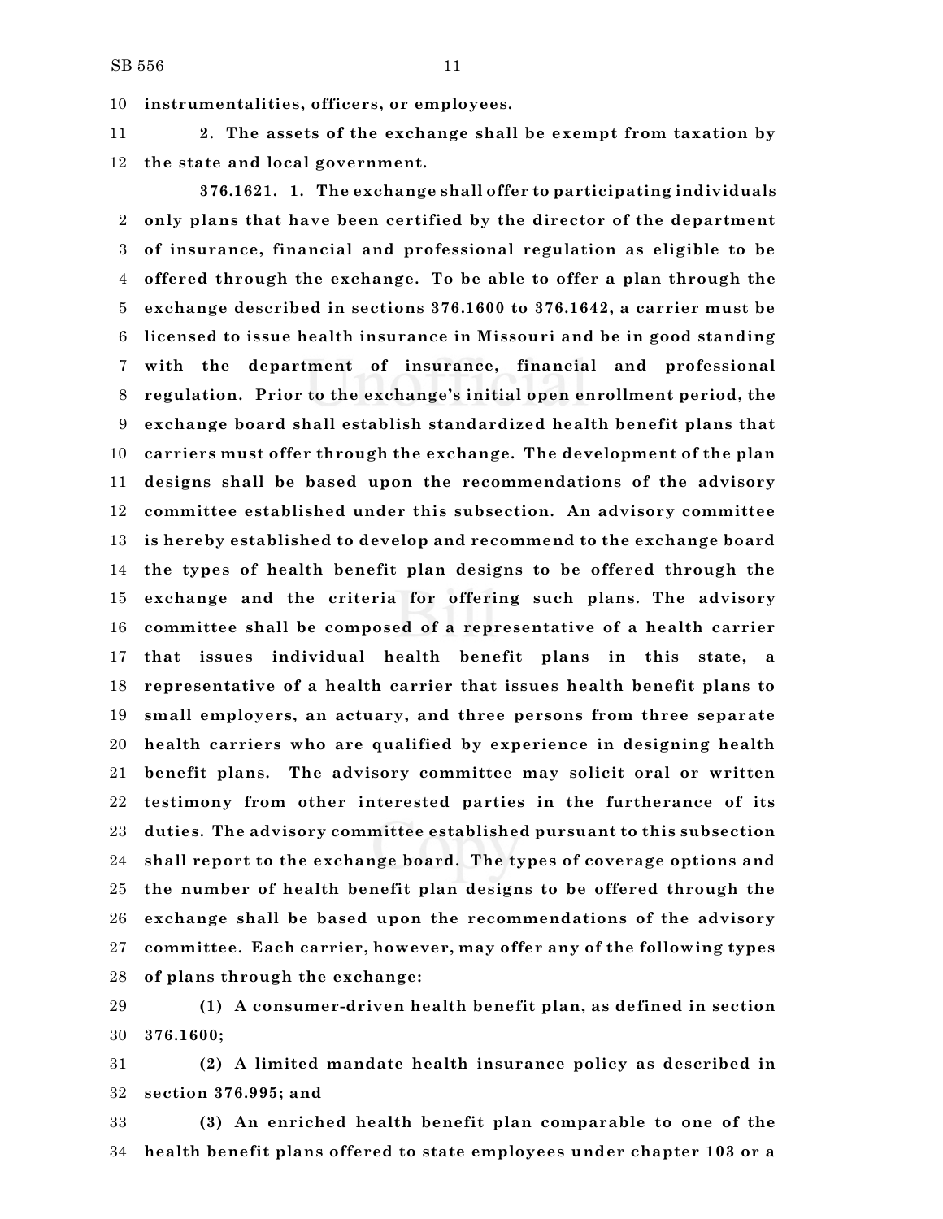**instrumentalities, officers, or employees.**

**2. The assets of the exchange shall be exempt from taxation by the state and local government.**

**376.1621. 1. The exchange shall offer to participating individuals only plans that have been certified by the director of the department of insurance, financial and professional regulation as eligible to be offered through the exchange. To be able to offer a plan through the exchange described in sections 376.1600 to 376.1642, a carrier must be licensed to issue health insurance in Missouri and be in good standing with the department of insurance, financial and professional regulation. Prior to the exchange's initial open enrollment period, the exchange board shall establish standardized health benefit plans that carriers must offer through the exchange. The development of the plan designs shall be based upon the recommendations of the advisory committee established under this subsection. An advisory committee is hereby established to develop and recommend to the exchange board the types of health benefit plan designs to be offered through the exchange and the criteria for offering such plans. The advisory committee shall be composed of a representative of a health carrier that issues individual health benefit plans in this state, a representative of a health carrier that issues health benefit plans to small employers, an actuary, and three persons from three separate health carriers who are qualified by experience in designing health benefit plans. The advisory committee may solicit oral or written testimony from other interested parties in the furtherance of its duties. The advisory committee established pursuant to this subsection shall report to the exchange board. The types of coverage options and the number of health benefit plan designs to be offered through the exchange shall be based upon the recommendations of the advisory committee. Each carrier, however, may offer any of the following types of plans through the exchange:**

**(1) A consumer-driven health benefit plan, as defined in section 376.1600;**

**(2) A limited mandate health insurance policy as described in section 376.995; and**

**(3) An enriched health benefit plan comparable to one of the health benefit plans offered to state employees under chapter 103 or a**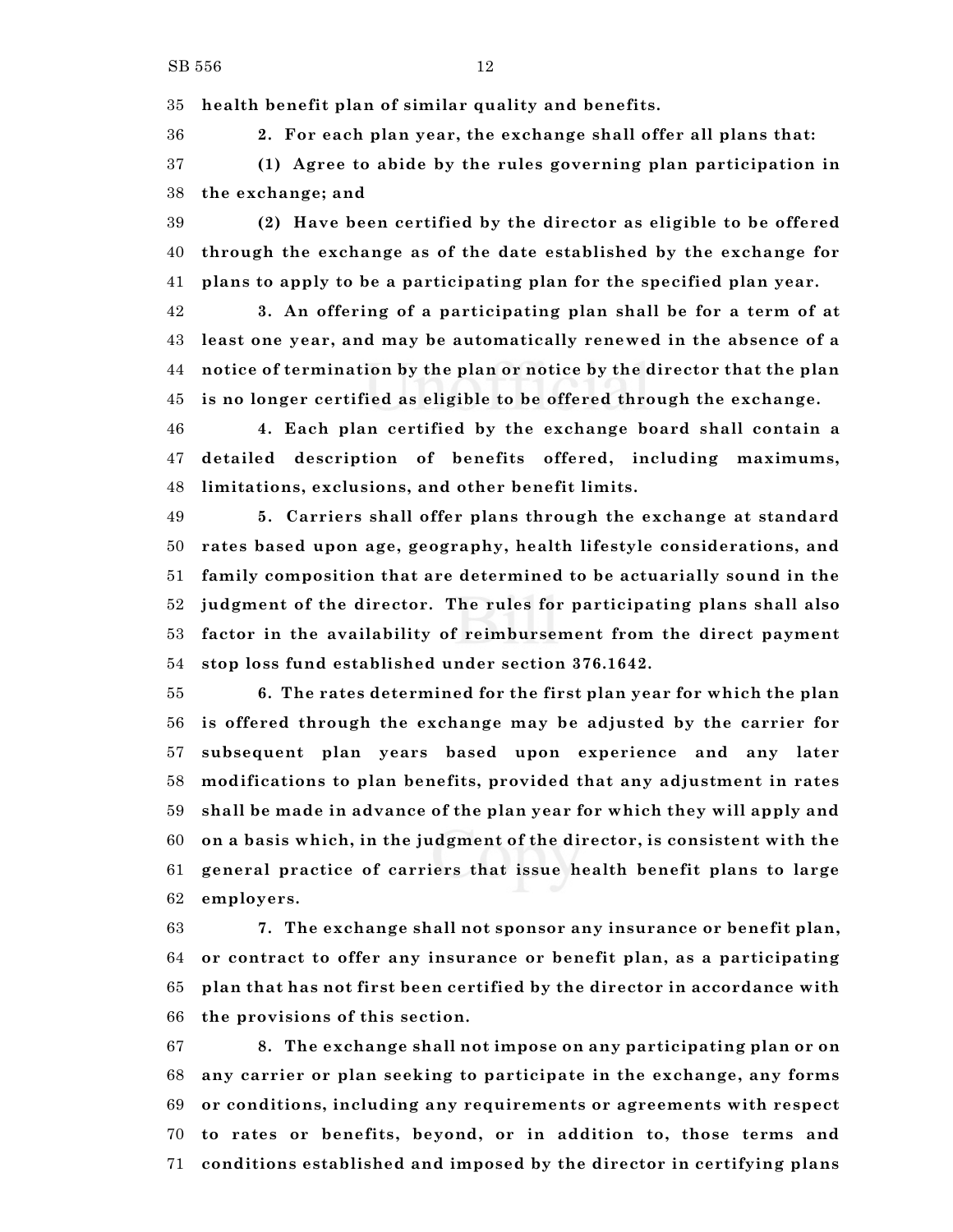**health benefit plan of similar quality and benefits.**

**2. For each plan year, the exchange shall offer all plans that:**

**(1) Agree to abide by the rules governing plan participation in the exchange; and**

**(2) Have been certified by the director as eligible to be offered through the exchange as of the date established by the exchange for plans to apply to be a participating plan for the specified plan year.**

**3. An offering of a participating plan shall be for a term of at least one year, and may be automatically renewed in the absence of a notice of termination by the plan or notice by the director that the plan is no longer certified as eligible to be offered through the exchange.**

**4. Each plan certified by the exchange board shall contain a detailed description of benefits offered, including maximums, limitations, exclusions, and other benefit limits.**

**5. Carriers shall offer plans through the exchange at standard rates based upon age, geography, health lifestyle considerations, and family composition that are determined to be actuarially sound in the judgment of the director. The rules for participating plans shall also factor in the availability of reimbursement from the direct payment stop loss fund established under section 376.1642.**

**6. The rates determined for the first plan year for which the plan is offered through the exchange may be adjusted by the carrier for subsequent plan years based upon experience and any later modifications to plan benefits, provided that any adjustment in rates shall be made in advance of the plan year for which they will apply and on a basis which, in the judgment of the director, is consistent with the general practice of carriers that issue health benefit plans to large employers.**

**7. The exchange shall not sponsor any insurance or benefit plan, or contract to offer any insurance or benefit plan, as a participating plan that has not first been certified by the director in accordance with the provisions of this section.**

**8. The exchange shall not impose on any participating plan or on any carrier or plan seeking to participate in the exchange, any forms or conditions, including any requirements or agreements with respect to rates or benefits, beyond, or in addition to, those terms and conditions established and imposed by the director in certifying plans**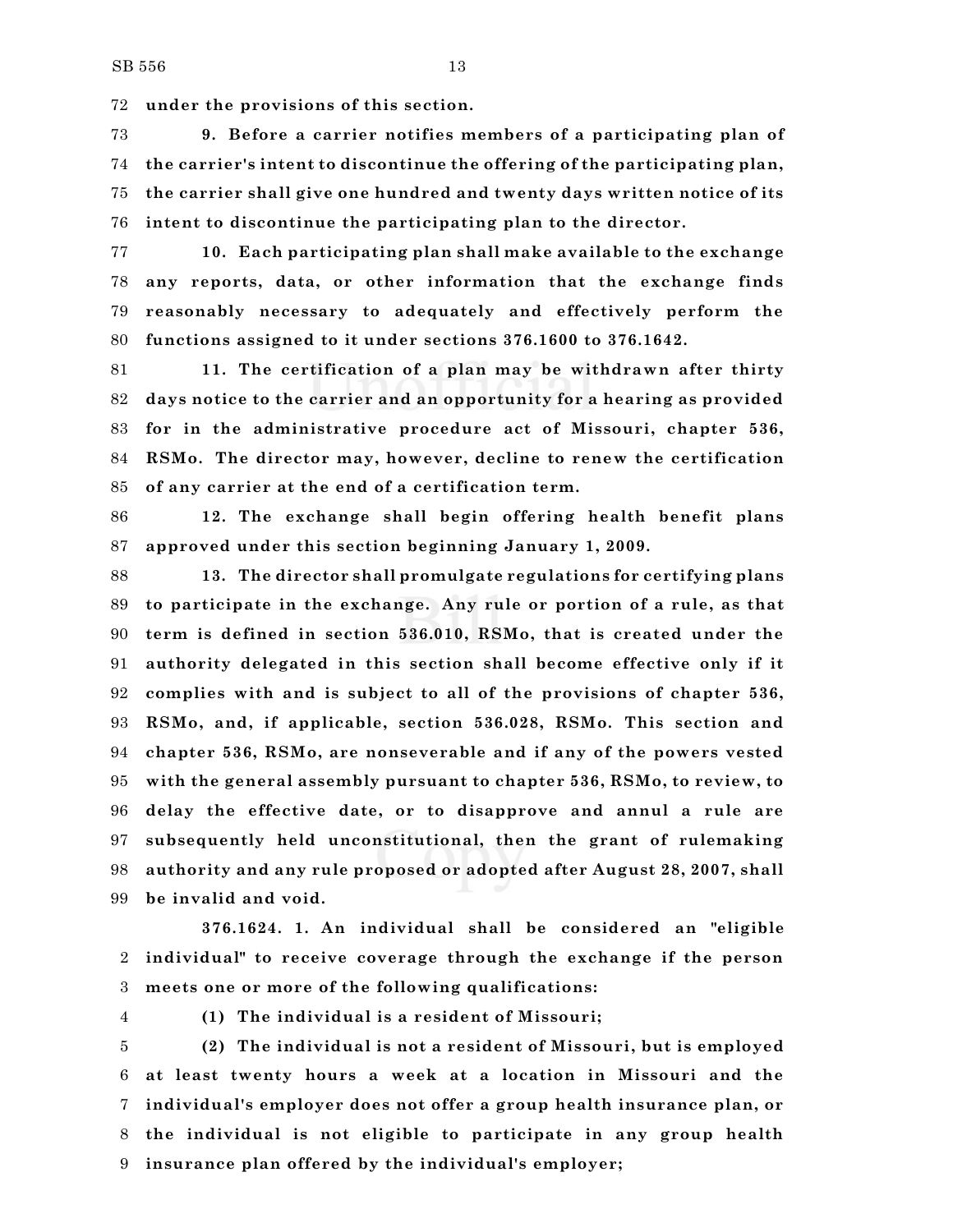**under the provisions of this section.**

**9. Before a carrier notifies members of a participating plan of the carrier's intent to discontinue the offering of the participating plan, the carrier shall give one hundred and twenty days written notice of its intent to discontinue the participating plan to the director.**

**10. Each participating plan shall make available to the exchange any reports, data, or other information that the exchange finds reasonably necessary to adequately and effectively perform the functions assigned to it under sections 376.1600 to 376.1642.**

**11. The certification of a plan may be withdrawn after thirty days notice to the carrier and an opportunity for a hearing as provided for in the administrative procedure act of Missouri, chapter 536, RSMo. The director may, however, decline to renew the certification of any carrier at the end of a certification term.**

**12. The exchange shall begin offering health benefit plans approved under this section beginning January 1, 2009.**

**13. The director shall promulgate regulations for certifying plans to participate in the exchange. Any rule or portion of a rule, as that term is defined in section 536.010, RSMo, that is created under the authority delegated in this section shall become effective only if it complies with and is subject to all of the provisions of chapter 536, RSMo, and, if applicable, section 536.028, RSMo. This section and chapter 536, RSMo, are nonseverable and if any of the powers vested with the general assembly pursuant to chapter 536, RSMo, to review, to delay the effective date, or to disapprove and annul a rule are subsequently held unconstitutional, then the grant of rulemaking authority and any rule proposed or adopted after August 28, 2007, shall be invalid and void.**

**376.1624. 1. An individual shall be considered an "eligible individual" to receive coverage through the exchange if the person meets one or more of the following qualifications:**

**(1) The individual is a resident of Missouri;**

**(2) The individual is not a resident of Missouri, but is employed at least twenty hours a week at a location in Missouri and the individual's employer does not offer a group health insurance plan, or the individual is not eligible to participate in any group health insurance plan offered by the individual's employer;**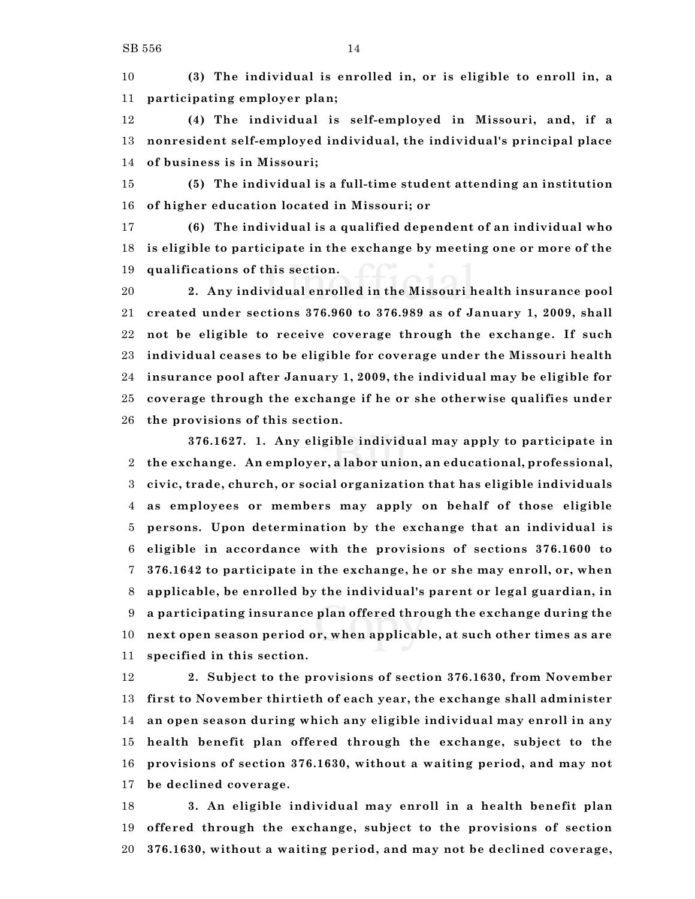**(3) The individual is enrolled in, or is eligible to enroll in, a participating employer plan;**

**(4) The individual is self-employed in Missouri, and, if a nonresident self-employed individual, the individual's principal place of business is in Missouri;**

**(5) The individual is a full-time student attending an institution of higher education located in Missouri; or**

**(6) The individual is a qualified dependent of an individual who is eligible to participate in the exchange by meeting one or more of the qualifications of this section.**

**2. Any individual enrolled in the Missouri health insurance pool created under sections 376.960 to 376.989 as of January 1, 2009, shall not be eligible to receive coverage through the exchange. If such individual ceases to be eligible for coverage under the Missouri health insurance pool after January 1, 2009, the individual may be eligible for coverage through the exchange if he or she otherwise qualifies under the provisions of this section.**

**376.1627. 1. Any eligible individual may apply to participate in the exchange. An employer, a labor union, an educational, professional, civic, trade, church, or social organization that has eligible individuals as employees or members may apply on behalf of those eligible persons. Upon determination by the exchange that an individual is eligible in accordance with the provisions of sections 376.1600 to 376.1642 to participate in the exchange, he or she may enroll, or, when applicable, be enrolled by the individual's parent or legal guardian, in a participating insurance plan offered through the exchange during the next open season period or, when applicable, at such other times as are specified in this section.**

**2. Subject to the provisions of section 376.1630, from November first to November thirtieth of each year, the exchange shall administer an open season during which any eligible individual may enroll in any health benefit plan offered through the exchange, subject to the provisions of section 376.1630, without a waiting period, and may not be declined coverage.**

**3. An eligible individual may enroll in a health benefit plan offered through the exchange, subject to the provisions of section 376.1630, without a waiting period, and may not be declined coverage,**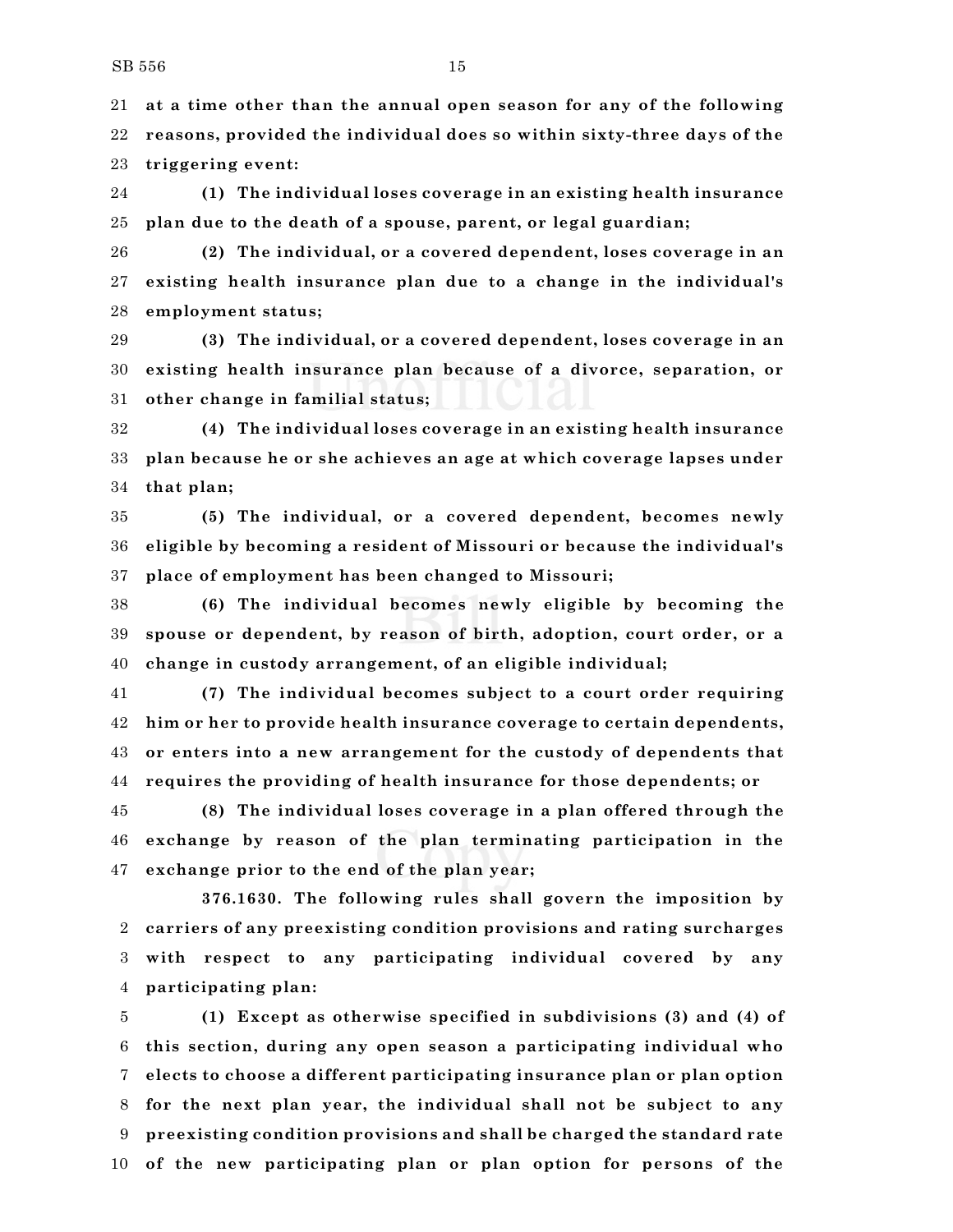**at a time other than the annual open season for any of the following reasons, provided the individual does so within sixty-three days of the triggering event:**

**(1) The individual loses coverage in an existing health insurance plan due to the death of a spouse, parent, or legal guardian;**

**(2) The individual, or a covered dependent, loses coverage in an existing health insurance plan due to a change in the individual's employment status;**

**(3) The individual, or a covered dependent, loses coverage in an existing health insurance plan because of a divorce, separation, or other change in familial status;**

**(4) The individual loses coverage in an existing health insurance plan because he or she achieves an age at which coverage lapses under that plan;**

**(5) The individual, or a covered dependent, becomes newly eligible by becoming a resident of Missouri or because the individual's place of employment has been changed to Missouri;**

**(6) The individual becomes newly eligible by becoming the spouse or dependent, by reason of birth, adoption, court order, or a change in custody arrangement, of an eligible individual;**

**(7) The individual becomes subject to a court order requiring him or her to provide health insurance coverage to certain dependents, or enters into a new arrangement for the custody of dependents that requires the providing of health insurance for those dependents; or**

**(8) The individual loses coverage in a plan offered through the exchange by reason of the plan terminating participation in the exchange prior to the end of the plan year;**

**376.1630. The following rules shall govern the imposition by carriers of any preexisting condition provisions and rating surcharges with respect to any participating individual covered by any participating plan:**

**(1) Except as otherwise specified in subdivisions (3) and (4) of this section, during any open season a participating individual who elects to choose a different participating insurance plan or plan option for the next plan year, the individual shall not be subject to any preexisting condition provisions and shall be charged the standard rate of the new participating plan or plan option for persons of the**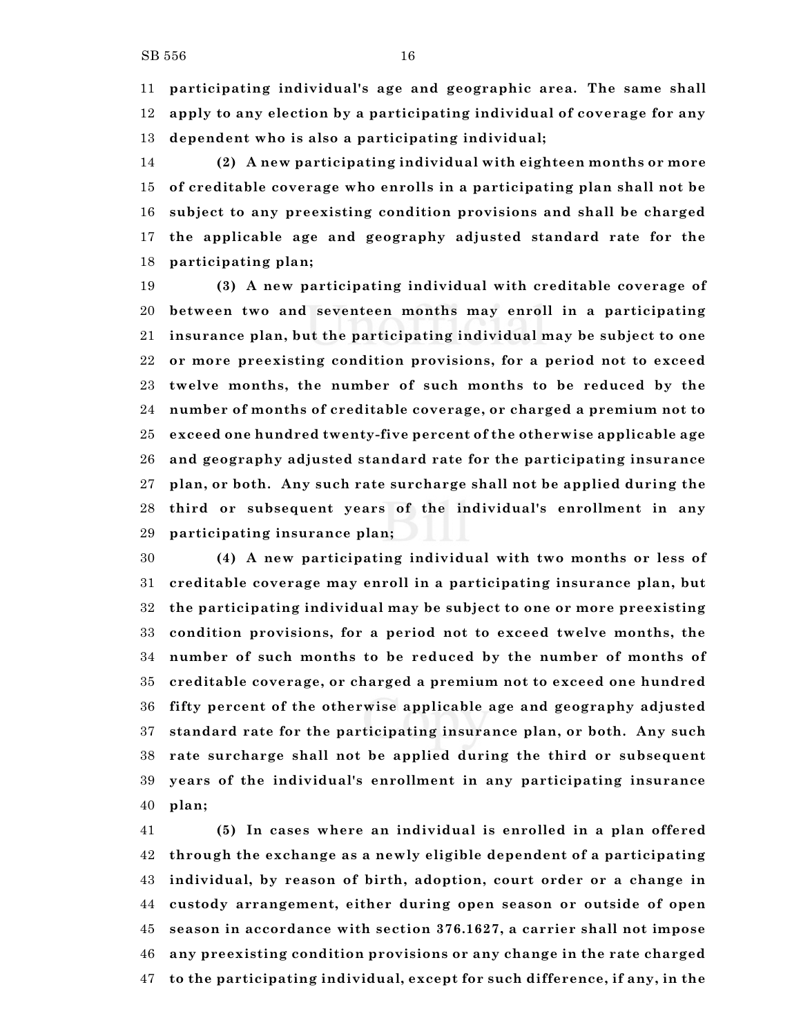**participating individual's age and geographic area. The same shall apply to any election by a participating individual of coverage for any dependent who is also a participating individual;**

**(2) A new participating individual with eighteen months or more of creditable coverage who enrolls in a participating plan shall not be subject to any preexisting condition provisions and shall be charged the applicable age and geography adjusted standard rate for the participating plan;**

**(3) A new participating individual with creditable coverage of between two and seventeen months may enroll in a participating insurance plan, but the participating individual may be subject to one or more preexisting condition provisions, for a period not to exceed twelve months, the number of such months to be reduced by the number of months of creditable coverage, or charged a premium not to exceed one hundred twenty-five percent of the otherwise applicable age and geography adjusted standard rate for the participating insurance plan, or both. Any such rate surcharge shall not be applied during the third or subsequent years of the individual's enrollment in any participating insurance plan;**

**(4) A new participating individual with two months or less of creditable coverage may enroll in a participating insurance plan, but the participating individual may be subject to one or more preexisting condition provisions, for a period not to exceed twelve months, the number of such months to be reduced by the number of months of creditable coverage, or charged a premium not to exceed one hundred fifty percent of the otherwise applicable age and geography adjusted standard rate for the participating insurance plan, or both. Any such rate surcharge shall not be applied during the third or subsequent years of the individual's enrollment in any participating insurance plan;**

**(5) In cases where an individual is enrolled in a plan offered through the exchange as a newly eligible dependent of a participating individual, by reason of birth, adoption, court order or a change in custody arrangement, either during open season or outside of open season in accordance with section 376.1627, a carrier shall not impose any preexisting condition provisions or any change in the rate charged to the participating individual, except for such difference, if any, in the**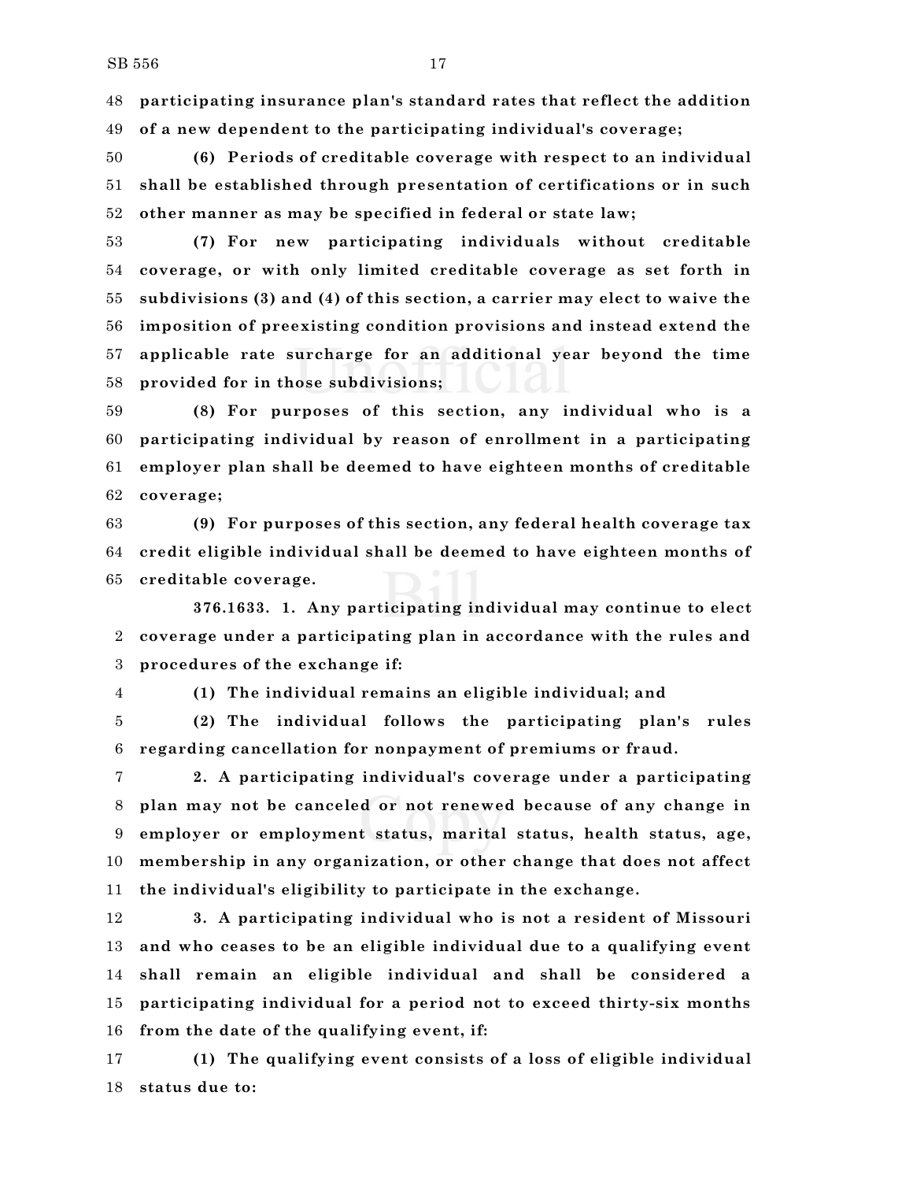**participating insurance plan's standard rates that reflect the addition of a new dependent to the participating individual's coverage;**

**(6) Periods of creditable coverage with respect to an individual shall be established through presentation of certifications or in such other manner as may be specified in federal or state law;**

**(7) For new participating individuals without creditable coverage, or with only limited creditable coverage as set forth in subdivisions (3) and (4) of this section, a carrier may elect to waive the imposition of preexisting condition provisions and instead extend the applicable rate surcharge for an additional year beyond the time provided for in those subdivisions;**

**(8) For purposes of this section, any individual who is a participating individual by reason of enrollment in a participating employer plan shall be deemed to have eighteen months of creditable coverage;**

**(9) For purposes of this section, any federal health coverage tax credit eligible individual shall be deemed to have eighteen months of creditable coverage.**

**376.1633. 1. Any participating individual may continue to elect coverage under a participating plan in accordance with the rules and procedures of the exchange if:**

**(1) The individual remains an eligible individual; and**

**(2) The individual follows the participating plan's rules regarding cancellation for nonpayment of premiums or fraud.**

**2. A participating individual's coverage under a participating plan may not be canceled or not renewed because of any change in employer or employment status, marital status, health status, age, membership in any organization, or other change that does not affect the individual's eligibility to participate in the exchange.**

**3. A participating individual who is not a resident of Missouri and who ceases to be an eligible individual due to a qualifying event shall remain an eligible individual and shall be considered a participating individual for a period not to exceed thirty-six months from the date of the qualifying event, if:**

**(1) The qualifying event consists of a loss of eligible individual status due to:**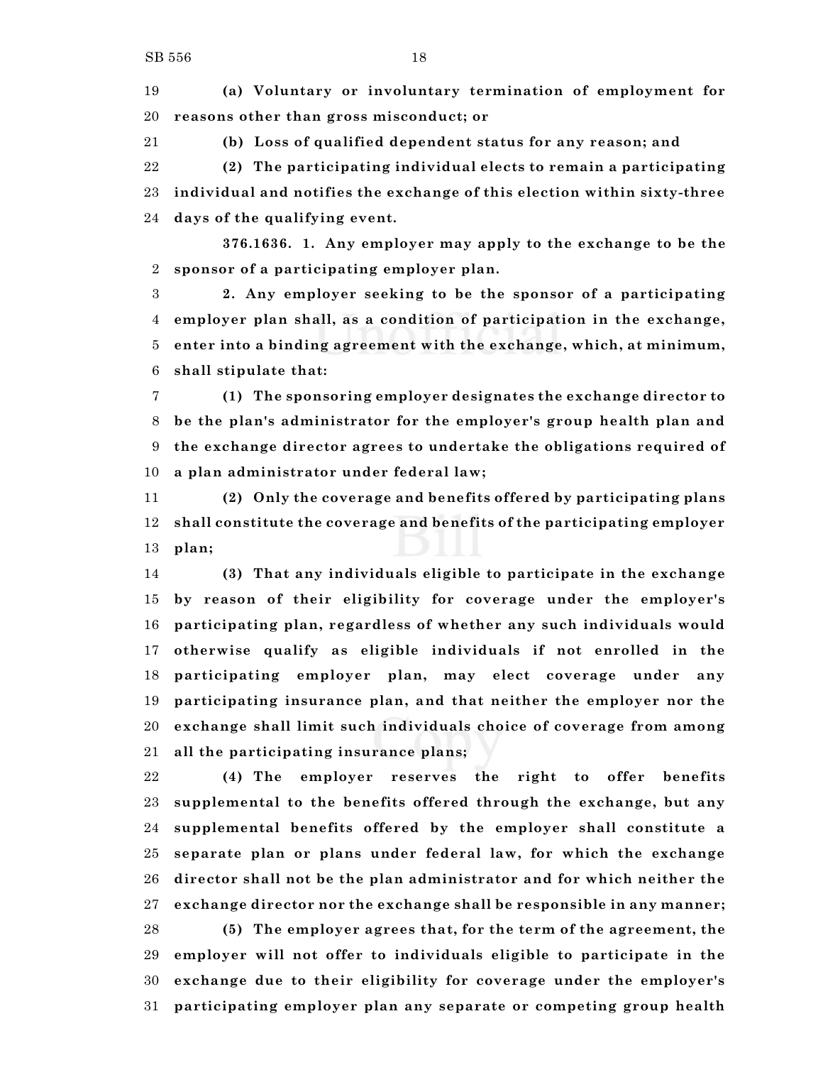**(a) Voluntary or involuntary termination of employment for reasons other than gross misconduct; or**

**(b) Loss of qualified dependent status for any reason; and**

**(2) The participating individual elects to remain a participating individual and notifies the exchange of this election within sixty-three days of the qualifying event.**

**376.1636. 1. Any employer may apply to the exchange to be the sponsor of a participating employer plan.**

**2. Any employer seeking to be the sponsor of a participating employer plan shall, as a condition of participation in the exchange, enter into a binding agreement with the exchange, which, at minimum, shall stipulate that:**

**(1) The sponsoring employer designates the exchange director to be the plan's administrator for the employer's group health plan and the exchange director agrees to undertake the obligations required of a plan administrator under federal law;**

**(2) Only the coverage and benefits offered by participating plans shall constitute the coverage and benefits of the participating employer plan;**

**(3) That any individuals eligible to participate in the exchange by reason of their eligibility for coverage under the employer's participating plan, regardless of whether any such individuals would otherwise qualify as eligible individuals if not enrolled in the participating employer plan, may elect coverage under any participating insurance plan, and that neither the employer nor the exchange shall limit such individuals choice of coverage from among all the participating insurance plans;**

**(4) The employer reserves the right to offer benefits supplemental to the benefits offered through the exchange, but any supplemental benefits offered by the employer shall constitute a separate plan or plans under federal law, for which the exchange director shall not be the plan administrator and for which neither the exchange director nor the exchange shall be responsible in any manner;**

**(5) The employer agrees that, for the term of the agreement, the employer will not offer to individuals eligible to participate in the exchange due to their eligibility for coverage under the employer's participating employer plan any separate or competing group health**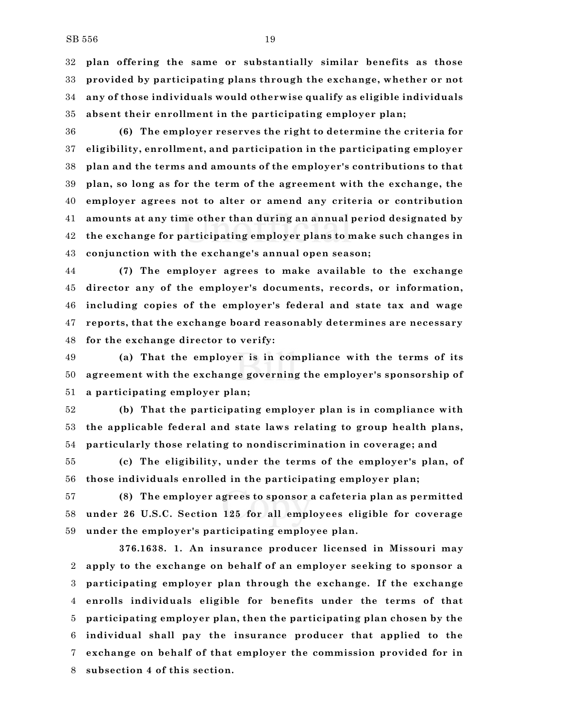**plan offering the same or substantially similar benefits as those provided by participating plans through the exchange, whether or not any of those individuals would otherwise qualify as eligible individuals absent their enrollment in the participating employer plan;**

**(6) The employer reserves the right to determine the criteria for eligibility, enrollment, and participation in the participating employer plan and the terms and amounts of the employer's contributions to that plan, so long as for the term of the agreement with the exchange, the employer agrees not to alter or amend any criteria or contribution amounts at any time other than during an annual period designated by the exchange for participating employer plans to make such changes in conjunction with the exchange's annual open season;**

**(7) The employer agrees to make available to the exchange director any of the employer's documents, records, or information, including copies of the employer's federal and state tax and wage reports, that the exchange board reasonably determines are necessary for the exchange director to verify:**

**(a) That the employer is in compliance with the terms of its agreement with the exchange governing the employer's sponsorship of a participating employer plan;**

**(b) That the participating employer plan is in compliance with the applicable federal and state laws relating to group health plans, particularly those relating to nondiscrimination in coverage; and**

**(c) The eligibility, under the terms of the employer's plan, of those individuals enrolled in the participating employer plan;**

**(8) The employer agrees to sponsor a cafeteria plan as permitted under 26 U.S.C. Section 125 for all employees eligible for coverage under the employer's participating employee plan.**

**376.1638. 1. An insurance producer licensed in Missouri may apply to the exchange on behalf of an employer seeking to sponsor a participating employer plan through the exchange. If the exchange enrolls individuals eligible for benefits under the terms of that participating employer plan, then the participating plan chosen by the individual shall pay the insurance producer that applied to the exchange on behalf of that employer the commission provided for in subsection 4 of this section.**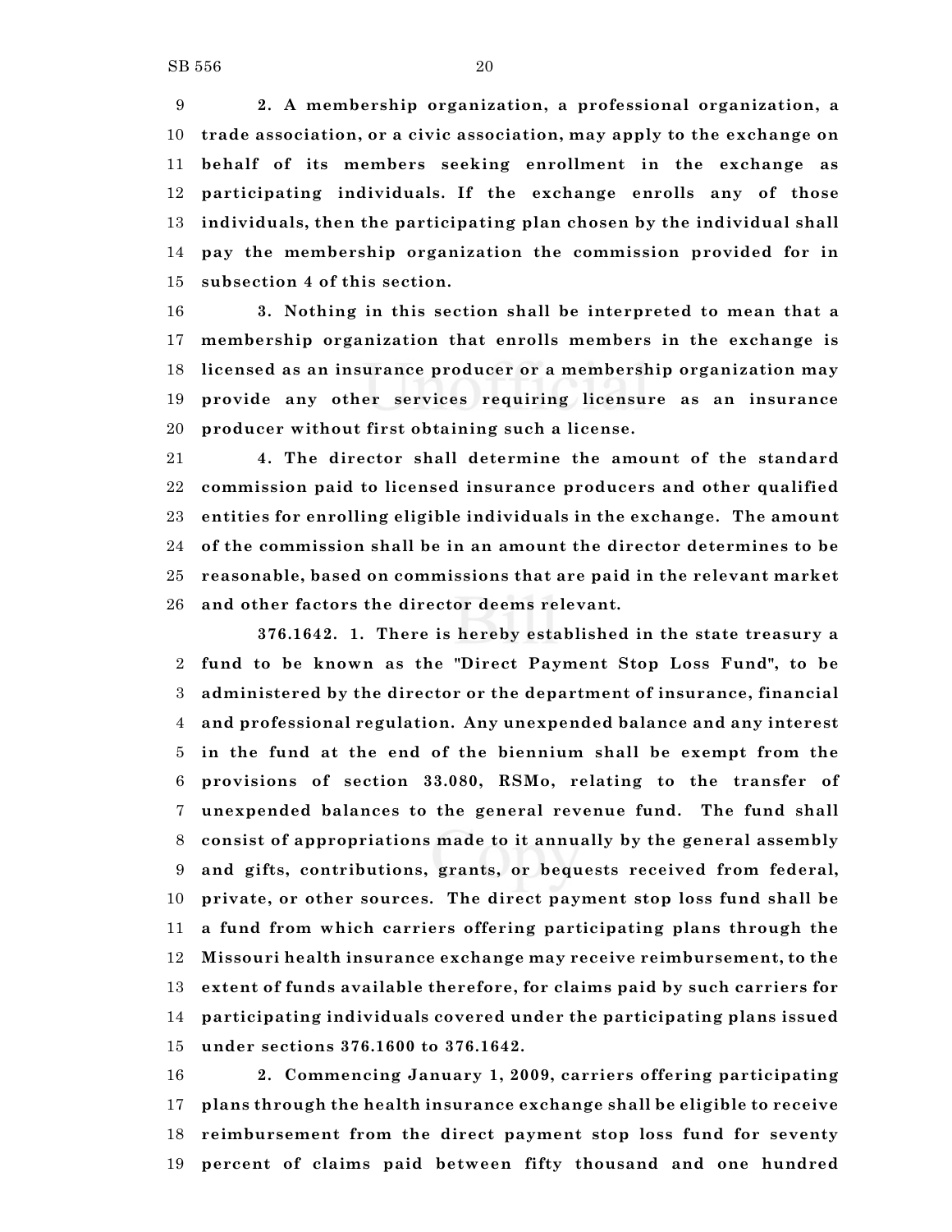**2. A membership organization, a professional organization, a trade association, or a civic association, may apply to the exchange on behalf of its members seeking enrollment in the exchange as participating individuals. If the exchange enrolls any of those individuals, then the participating plan chosen by the individual shall pay the membership organization the commission provided for in subsection 4 of this section.**

**3. Nothing in this section shall be interpreted to mean that a membership organization that enrolls members in the exchange is licensed as an insurance producer or a membership organization may provide any other services requiring licensure as an insurance producer without first obtaining such a license.**

**4. The director shall determine the amount of the standard commission paid to licensed insurance producers and other qualified entities for enrolling eligible individuals in the exchange. The amount of the commission shall be in an amount the director determines to be reasonable, based on commissions that are paid in the relevant market and other factors the director deems relevant.**

**376.1642. 1. There is hereby established in the state treasury a fund to be known as the "Direct Payment Stop Loss Fund", to be administered by the director or the department of insurance, financial and professional regulation. Any unexpended balance and any interest in the fund at the end of the biennium shall be exempt from the provisions of section 33.080, RSMo, relating to the transfer of unexpended balances to the general revenue fund. The fund shall consist of appropriations made to it annually by the general assembly and gifts, contributions, grants, or bequests received from federal, private, or other sources. The direct payment stop loss fund shall be a fund from which carriers offering participating plans through the Missouri health insurance exchange may receive reimbursement, to the extent of funds available therefore, for claims paid by such carriers for participating individuals covered under the participating plans issued under sections 376.1600 to 376.1642.**

**2. Commencing January 1, 2009, carriers offering participating plans through the health insurance exchange shall be eligible to receive reimbursement from the direct payment stop loss fund for seventy percent of claims paid between fifty thousand and one hundred**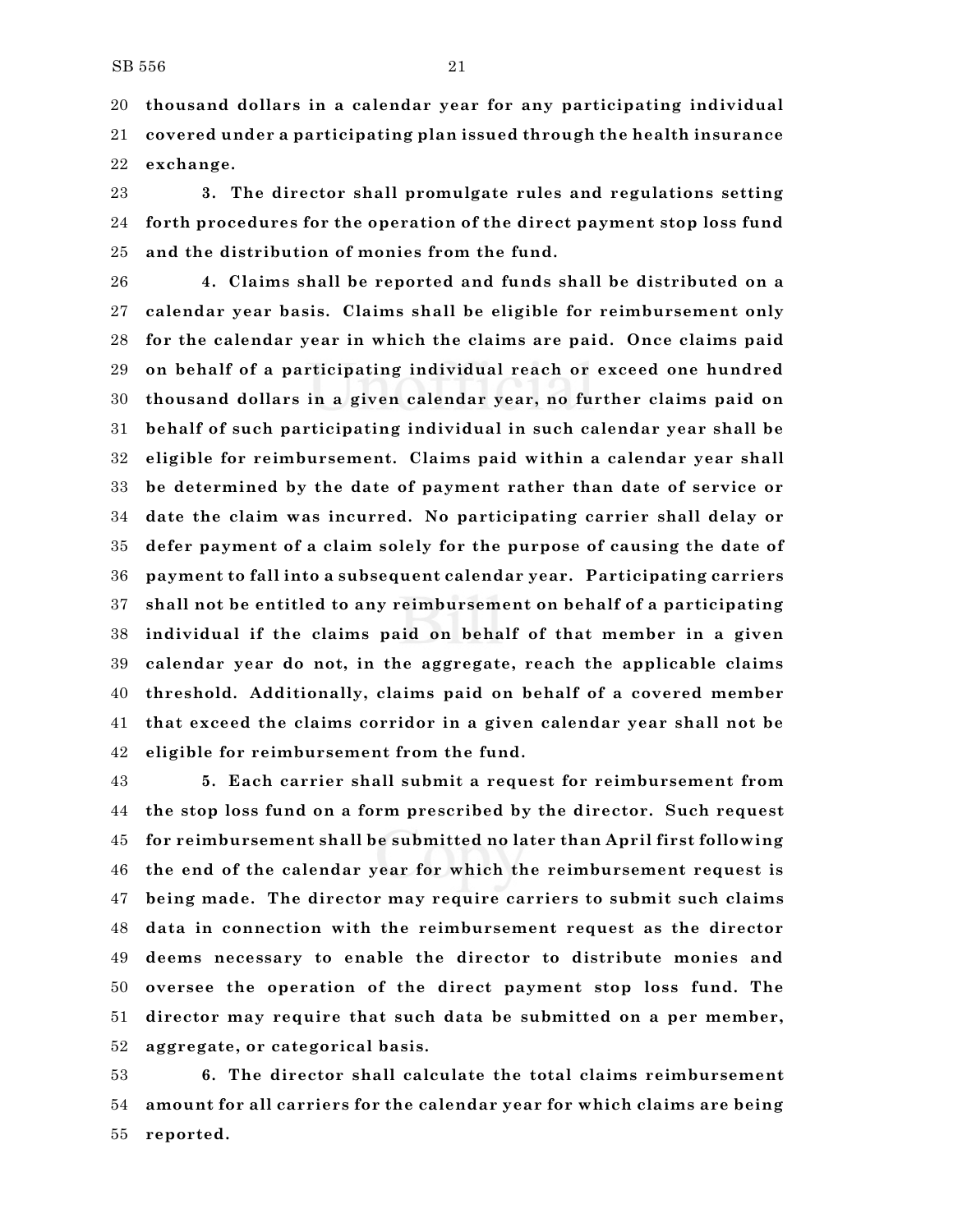**thousand dollars in a calendar year for any participating individual covered under a participating plan issued through the health insurance exchange.**

**3. The director shall promulgate rules and regulations setting forth procedures for the operation of the direct payment stop loss fund and the distribution of monies from the fund.**

**4. Claims shall be reported and funds shall be distributed on a calendar year basis. Claims shall be eligible for reimbursement only for the calendar year in which the claims are paid. Once claims paid on behalf of a participating individual reach or exceed one hundred thousand dollars in a given calendar year, no further claims paid on behalf of such participating individual in such calendar year shall be eligible for reimbursement. Claims paid within a calendar year shall be determined by the date of payment rather than date of service or date the claim was incurred. No participating carrier shall delay or defer payment of a claim solely for the purpose of causing the date of payment to fall into a subsequent calendar year. Participating carriers shall not be entitled to any reimbursement on behalf of a participating individual if the claims paid on behalf of that member in a given calendar year do not, in the aggregate, reach the applicable claims threshold. Additionally, claims paid on behalf of a covered member that exceed the claims corridor in a given calendar year shall not be eligible for reimbursement from the fund.**

**5. Each carrier shall submit a request for reimbursement from the stop loss fund on a form prescribed by the director. Such request for reimbursement shall be submitted no later than April first following the end of the calendar year for which the reimbursement request is being made. The director may require carriers to submit such claims data in connection with the reimbursement request as the director deems necessary to enable the director to distribute monies and oversee the operation of the direct payment stop loss fund. The director may require that such data be submitted on a per member, aggregate, or categorical basis.**

**6. The director shall calculate the total claims reimbursement amount for all carriers for the calendar year for which claims are being reported.**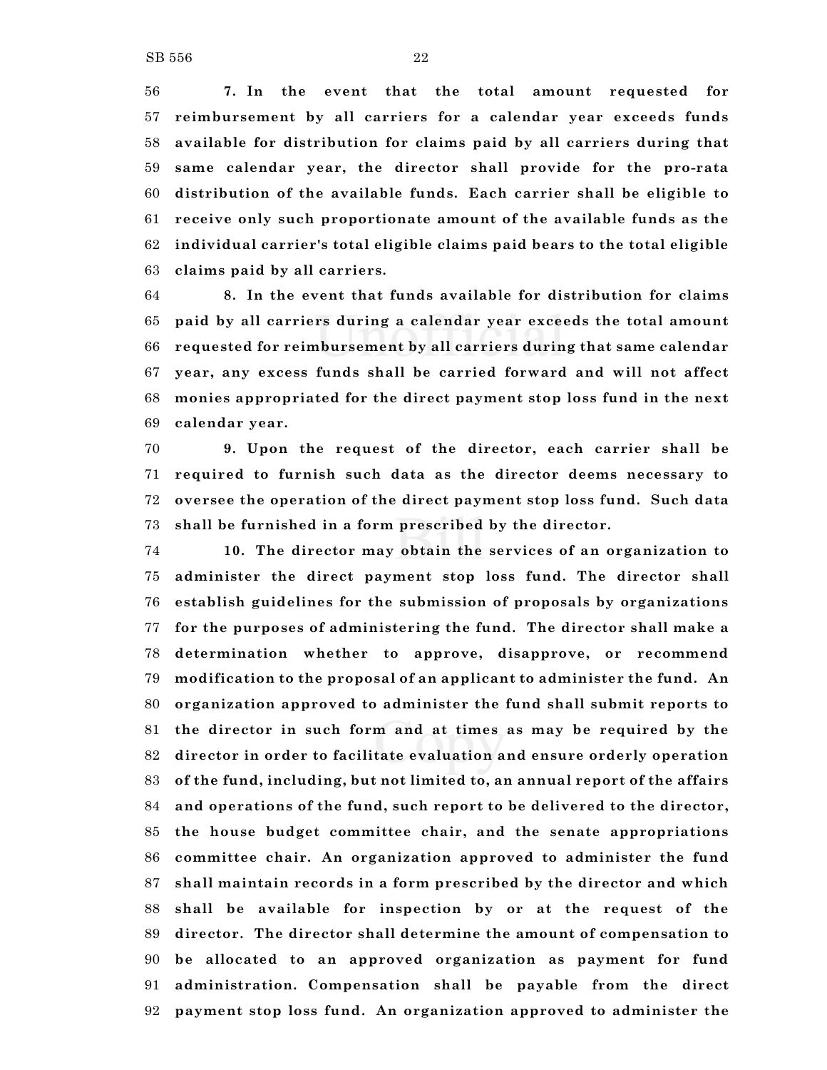**7. In the event that the total amount requested for reimbursement by all carriers for a calendar year exceeds funds available for distribution for claims paid by all carriers during that same calendar year, the director shall provide for the pro-rata distribution of the available funds. Each carrier shall be eligible to receive only such proportionate amount of the available funds as the individual carrier's total eligible claims paid bears to the total eligible claims paid by all carriers.**

**8. In the event that funds available for distribution for claims paid by all carriers during a calendar year exceeds the total amount requested for reimbursement by all carriers during that same calendar year, any excess funds shall be carried forward and will not affect monies appropriated for the direct payment stop loss fund in the next calendar year.**

**9. Upon the request of the director, each carrier shall be required to furnish such data as the director deems necessary to oversee the operation of the direct payment stop loss fund. Such data shall be furnished in a form prescribed by the director.**

**10. The director may obtain the services of an organization to administer the direct payment stop loss fund. The director shall establish guidelines for the submission of proposals by organizations for the purposes of administering the fund. The director shall make a determination whether to approve, disapprove, or recommend modification to the proposal of an applicant to administer the fund. An organization approved to administer the fund shall submit reports to the director in such form and at times as may be required by the director in order to facilitate evaluation and ensure orderly operation of the fund, including, but not limited to, an annual report of the affairs and operations of the fund, such report to be delivered to the director, the house budget committee chair, and the senate appropriations committee chair. An organization approved to administer the fund shall maintain records in a form prescribed by the director and which shall be available for inspection by or at the request of the director. The director shall determine the amount of compensation to be allocated to an approved organization as payment for fund administration. Compensation shall be payable from the direct payment stop loss fund. An organization approved to administer the**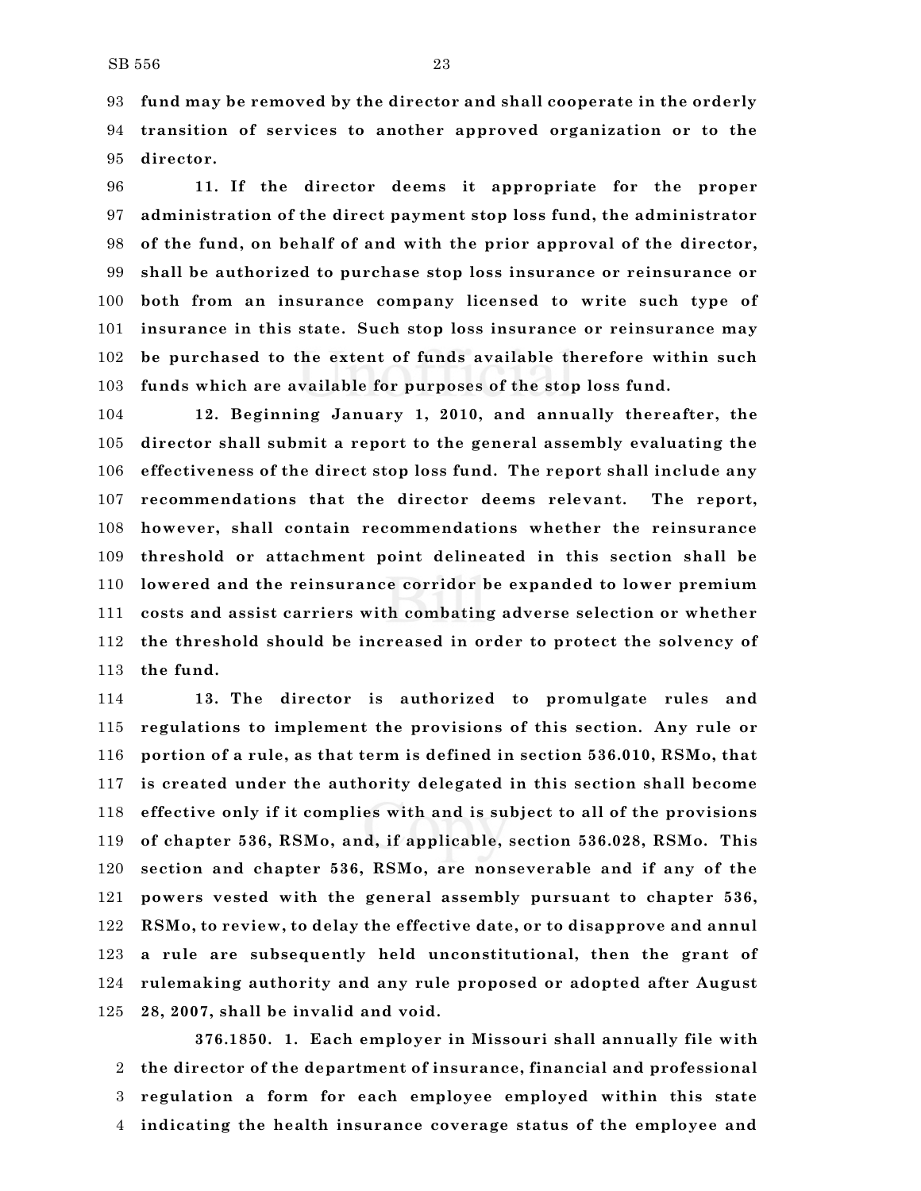**fund may be removed by the director and shall cooperate in the orderly transition of services to another approved organization or to the director.**

**11. If the director deems it appropriate for the proper administration of the direct payment stop loss fund, the administrator of the fund, on behalf of and with the prior approval of the director, shall be authorized to purchase stop loss insurance or reinsurance or both from an insurance company licensed to write such type of insurance in this state. Such stop loss insurance or reinsurance may be purchased to the extent of funds available therefore within such funds which are available for purposes of the stop loss fund.**

**12. Beginning January 1, 2010, and annually thereafter, the director shall submit a report to the general assembly evaluating the effectiveness of the direct stop loss fund. The report shall include any recommendations that the director deems relevant. The report, however, shall contain recommendations whether the reinsurance threshold or attachment point delineated in this section shall be lowered and the reinsurance corridor be expanded to lower premium costs and assist carriers with combating adverse selection or whether the threshold should be increased in order to protect the solvency of the fund.**

**13. The director is authorized to promulgate rules and regulations to implement the provisions of this section. Any rule or portion of a rule, as that term is defined in section 536.010, RSMo, that is created under the authority delegated in this section shall become effective only if it complies with and is subject to all of the provisions of chapter 536, RSMo, and, if applicable, section 536.028, RSMo. This section and chapter 536, RSMo, are nonseverable and if any of the powers vested with the general assembly pursuant to chapter 536, RSMo, to review, to delay the effective date, or to disapprove and annul a rule are subsequently held unconstitutional, then the grant of rulemaking authority and any rule proposed or adopted after August 28, 2007, shall be invalid and void.**

**376.1850. 1. Each employer in Missouri shall annually file with the director of the department of insurance, financial and professional regulation a form for each employee employed within this state indicating the health insurance coverage status of the employee and**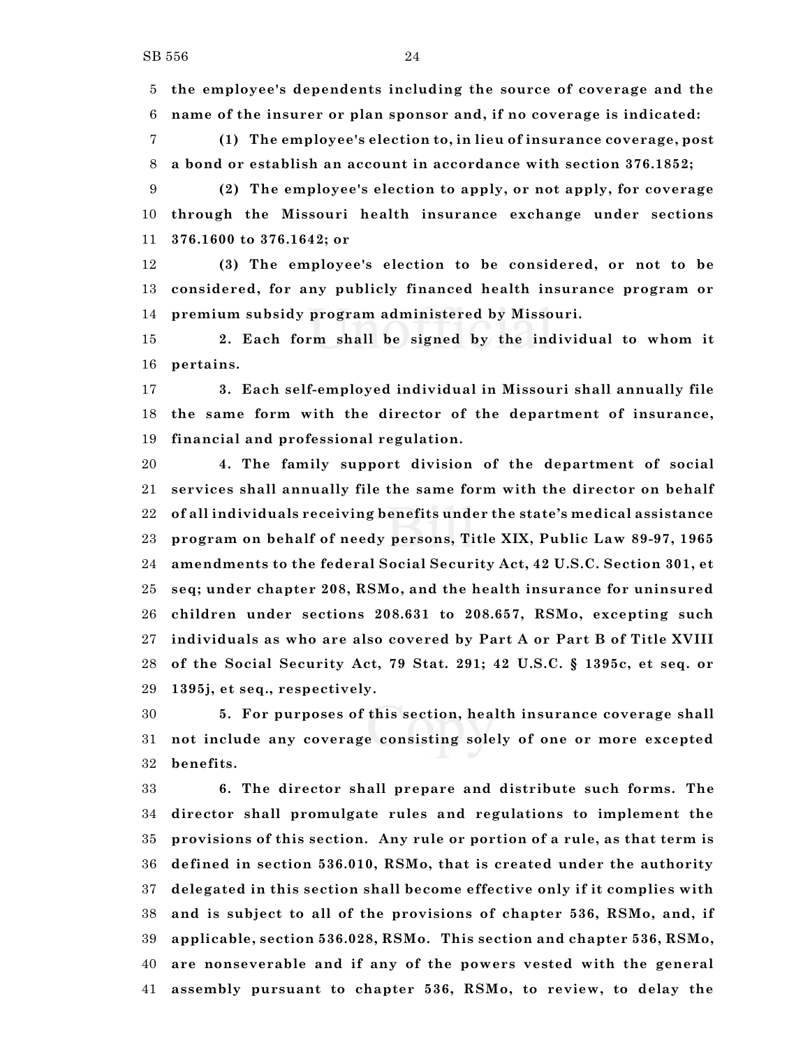**the employee's dependents including the source of coverage and the name of the insurer or plan sponsor and, if no coverage is indicated:**

**(1) The employee's election to, in lieu of insurance coverage, post a bond or establish an account in accordance with section 376.1852;**

**(2) The employee's election to apply, or not apply, for coverage through the Missouri health insurance exchange under sections 376.1600 to 376.1642; or**

**(3) The employee's election to be considered, or not to be considered, for any publicly financed health insurance program or premium subsidy program administered by Missouri.**

**2. Each form shall be signed by the individual to whom it pertains.**

**3. Each self-employed individual in Missouri shall annually file the same form with the director of the department of insurance, financial and professional regulation.**

**4. The family support division of the department of social services shall annually file the same form with the director on behalf of all individuals receiving benefits under the state's medical assistance program on behalf of needy persons, Title XIX, Public Law 89-97, 1965 amendments to the federal Social Security Act, 42 U.S.C. Section 301, et seq; under chapter 208, RSMo, and the health insurance for uninsured children under sections 208.631 to 208.657, RSMo, excepting such individuals as who are also covered by Part A or Part B of Title XVIII of the Social Security Act, 79 Stat. 291; 42 U.S.C. § 1395c, et seq. or 1395j, et seq., respectively.**

**5. For purposes of this section, health insurance coverage shall not include any coverage consisting solely of one or more excepted benefits.**

**6. The director shall prepare and distribute such forms. The director shall promulgate rules and regulations to implement the provisions of this section. Any rule or portion of a rule, as that term is defined in section 536.010, RSMo, that is created under the authority delegated in this section shall become effective only if it complies with and is subject to all of the provisions of chapter 536, RSMo, and, if applicable, section 536.028, RSMo. This section and chapter 536, RSMo, are nonseverable and if any of the powers vested with the general assembly pursuant to chapter 536, RSMo, to review, to delay the**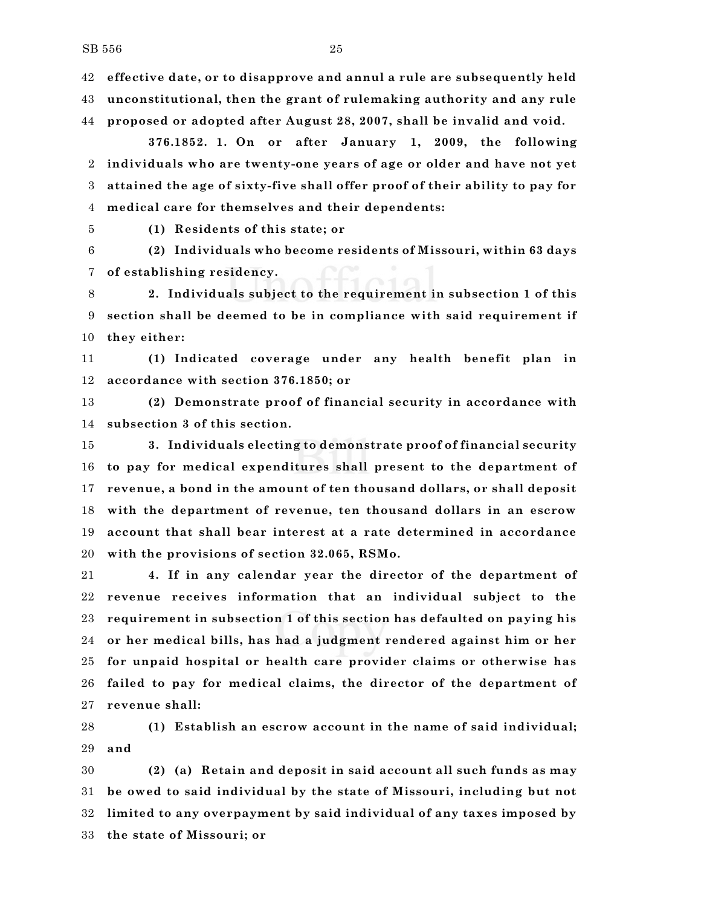**effective date, or to disapprove and annul a rule are subsequently held unconstitutional, then the grant of rulemaking authority and any rule proposed or adopted after August 28, 2007, shall be invalid and void.**

**376.1852. 1. On or after January 1, 2009, the following individuals who are twenty-one years of age or older and have not yet attained the age of sixty-five shall offer proof of their ability to pay for medical care for themselves and their dependents:**

**(1) Residents of this state; or**

**(2) Individuals who become residents of Missouri, within 63 days of establishing residency.**

**2. Individuals subject to the requirement in subsection 1 of this section shall be deemed to be in compliance with said requirement if they either:**

**(1) Indicated coverage under any health benefit plan in accordance with section 376.1850; or**

**(2) Demonstrate proof of financial security in accordance with subsection 3 of this section.**

**3. Individuals electing to demonstrate proof of financial security to pay for medical expenditures shall present to the department of revenue, a bond in the amount of ten thousand dollars, or shall deposit with the department of revenue, ten thousand dollars in an escrow account that shall bear interest at a rate determined in accordance with the provisions of section 32.065, RSMo.**

**4. If in any calendar year the director of the department of revenue receives information that an individual subject to the requirement in subsection 1 of this section has defaulted on paying his or her medical bills, has had a judgment rendered against him or her for unpaid hospital or health care provider claims or otherwise has failed to pay for medical claims, the director of the department of revenue shall:**

**(1) Establish an escrow account in the name of said individual; and**

**(2) (a) Retain and deposit in said account all such funds as may be owed to said individual by the state of Missouri, including but not limited to any overpayment by said individual of any taxes imposed by the state of Missouri; or**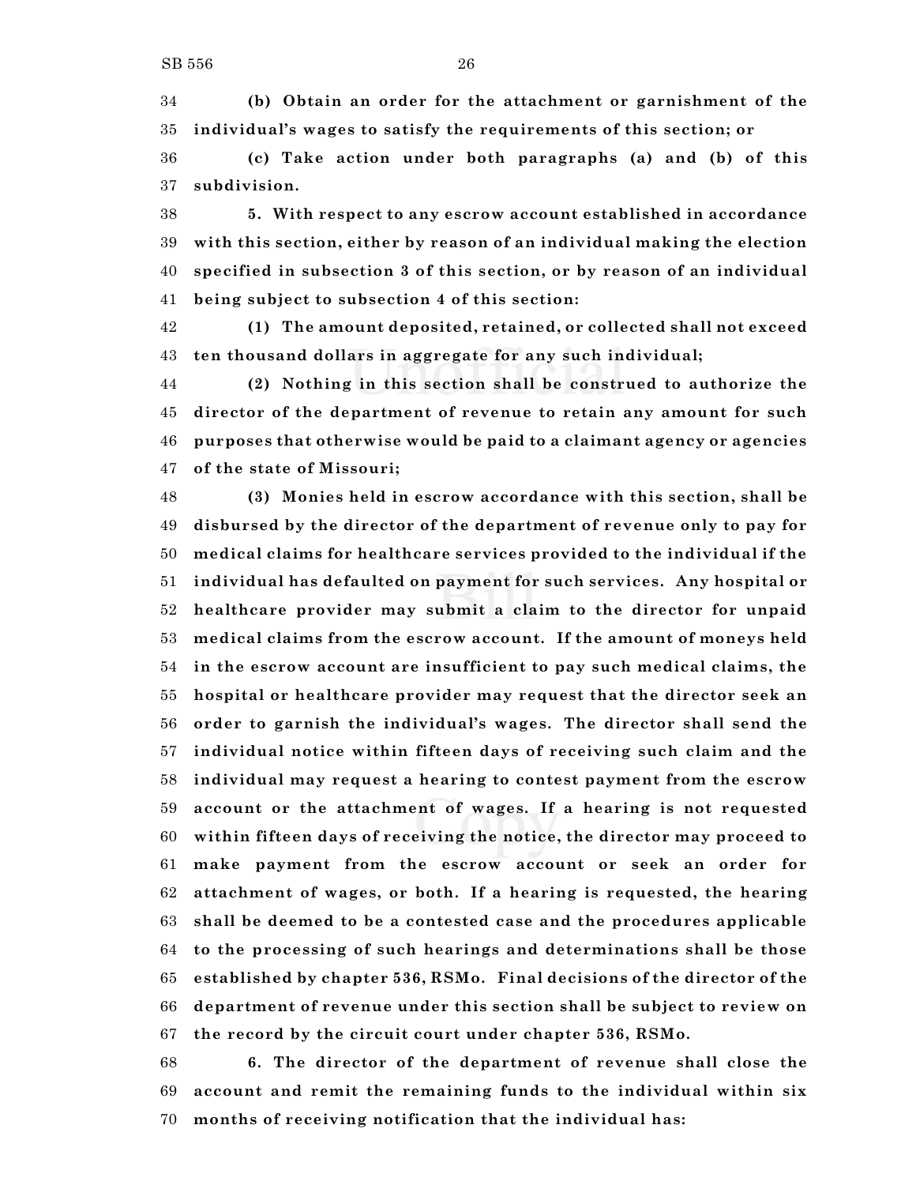**(b) Obtain an order for the attachment or garnishment of the individual's wages to satisfy the requirements of this section; or**

**(c) Take action under both paragraphs (a) and (b) of this subdivision.**

**5. With respect to any escrow account established in accordance with this section, either by reason of an individual making the election specified in subsection 3 of this section, or by reason of an individual being subject to subsection 4 of this section:**

**(1) The amount deposited, retained, or collected shall not exceed ten thousand dollars in aggregate for any such individual;**

**(2) Nothing in this section shall be construed to authorize the director of the department of revenue to retain any amount for such purposes that otherwise would be paid to a claimant agency or agencies of the state of Missouri;**

**(3) Monies held in escrow accordance with this section, shall be disbursed by the director of the department of revenue only to pay for medical claims for healthcare services provided to the individual if the individual has defaulted on payment for such services. Any hospital or healthcare provider may submit a claim to the director for unpaid medical claims from the escrow account. If the amount of moneys held in the escrow account are insufficient to pay such medical claims, the hospital or healthcare provider may request that the director seek an order to garnish the individual's wages. The director shall send the individual notice within fifteen days of receiving such claim and the individual may request a hearing to contest payment from the escrow account or the attachment of wages. If a hearing is not requested within fifteen days of receiving the notice, the director may proceed to make payment from the escrow account or seek an order for attachment of wages, or both. If a hearing is requested, the hearing shall be deemed to be a contested case and the procedures applicable to the processing of such hearings and determinations shall be those established by chapter 536, RSMo. Final decisions of the director of the department of revenue under this section shall be subject to review on the record by the circuit court under chapter 536, RSMo.**

**6. The director of the department of revenue shall close the account and remit the remaining funds to the individual within six months of receiving notification that the individual has:**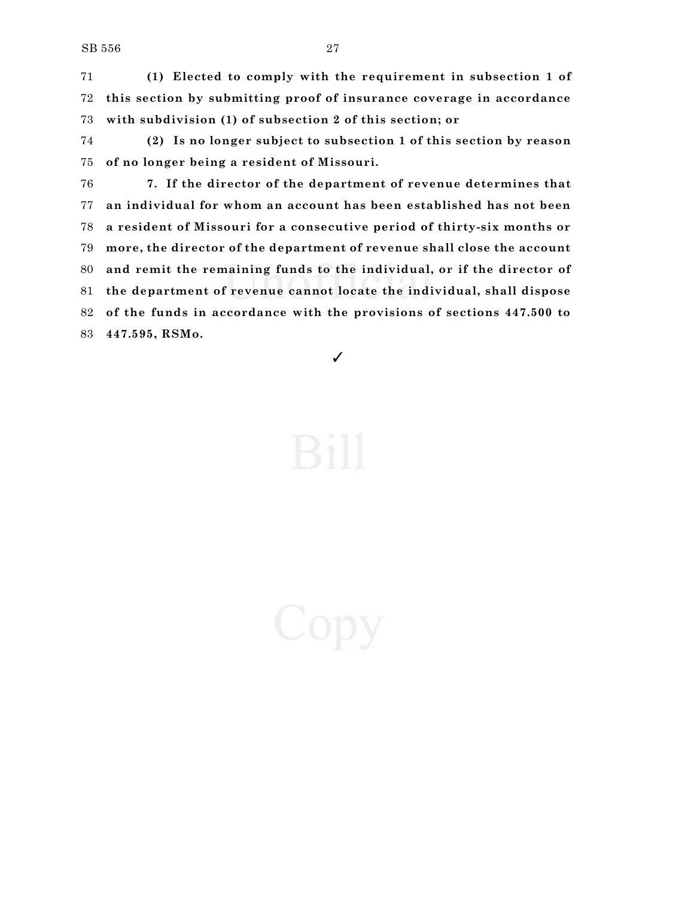**(1) Elected to comply with the requirement in subsection 1 of this section by submitting proof of insurance coverage in accordance with subdivision (1) of subsection 2 of this section; or**

**(2) Is no longer subject to subsection 1 of this section by reason of no longer being a resident of Missouri.**

**7. If the director of the department of revenue determines that an individual for whom an account has been established has not been a resident of Missouri for a consecutive period of thirty-six months or more, the director of the department of revenue shall close the account and remit the remaining funds to the individual, or if the director of the department of revenue cannot locate the individual, shall dispose of the funds in accordance with the provisions of sections 447.500 to 447.595, RSMo.**

✓